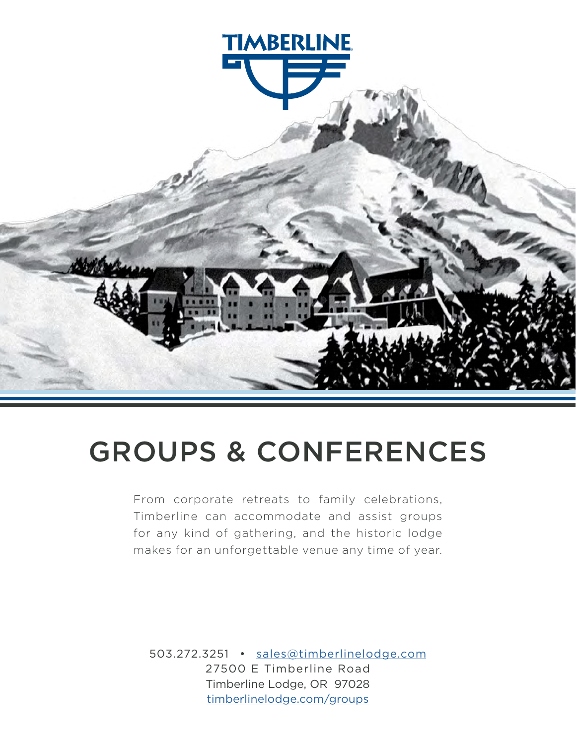TIMBERLINE

# GROUPS & CONFERENCES

From corporate retreats to family celebrations, Timberline can accommodate and assist groups for any kind of gathering, and the historic lodge makes for an unforgettable venue any time of year.

503.272.3251 • sales@timberlinelodge.com
27500 E Timberline Road
Timberline Lodge, OR 97028
timberlinelodge.com/groups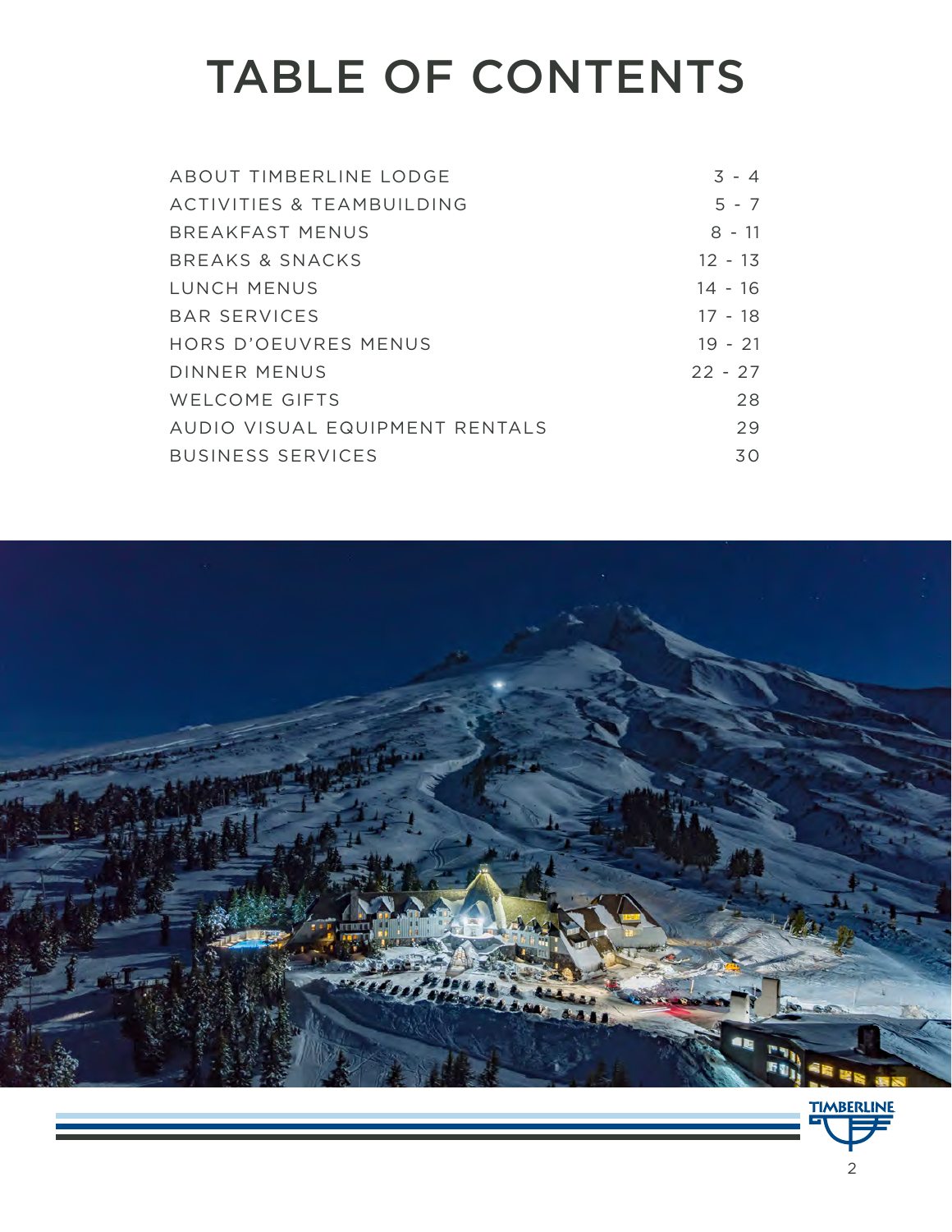# TABLE OF CONTENTS

| | |
|---|---|
| ABOUT TIMBERLINE LODGE | 3 - 4 |
| ACTIVITIES & TEAMBUILDING | 5 - 7 |
| BREAKFAST MENUS | 8 - 11 |
| BREAKS & SNACKS | 12 - 13 |
| LUNCH MENUS | 14 - 16 |
| BAR SERVICES | 17 - 18 |
| HORS D'OEUVRES MENUS | 19 - 21 |
| DINNER MENUS | 22 - 27 |
| WELCOME GIFTS | 28 |
| AUDIO VISUAL EQUIPMENT RENTALS | 29 |
| BUSINESS SERVICES | 30 |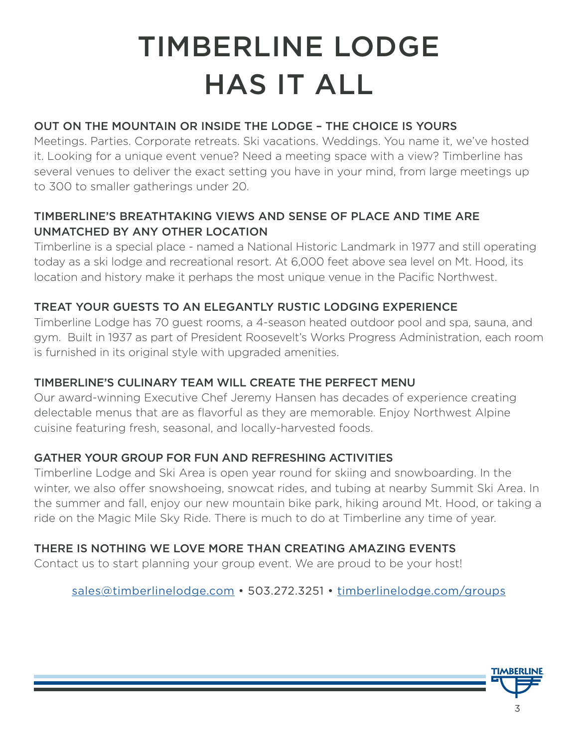# TIMBERLINE LODGE HAS IT ALL

## OUT ON THE MOUNTAIN OR INSIDE THE LODGE – THE CHOICE IS YOURS

Meetings. Parties. Corporate retreats. Ski vacations. Weddings. You name it, we've hosted it. Looking for a unique event venue? Need a meeting space with a view? Timberline has several venues to deliver the exact setting you have in your mind, from large meetings up to 300 to smaller gatherings under 20.

## TIMBERLINE'S BREATHTAKING VIEWS AND SENSE OF PLACE AND TIME ARE UNMATCHED BY ANY OTHER LOCATION

Timberline is a special place - named a National Historic Landmark in 1977 and still operating today as a ski lodge and recreational resort. At 6,000 feet above sea level on Mt. Hood, its location and history make it perhaps the most unique venue in the Pacific Northwest.

## TREAT YOUR GUESTS TO AN ELEGANTLY RUSTIC LODGING EXPERIENCE

Timberline Lodge has 70 guest rooms, a 4-season heated outdoor pool and spa, sauna, and gym. Built in 1937 as part of President Roosevelt's Works Progress Administration, each room is furnished in its original style with upgraded amenities.

## TIMBERLINE'S CULINARY TEAM WILL CREATE THE PERFECT MENU

Our award-winning Executive Chef Jeremy Hansen has decades of experience creating delectable menus that are as flavorful as they are memorable. Enjoy Northwest Alpine cuisine featuring fresh, seasonal, and locally-harvested foods.

## GATHER YOUR GROUP FOR FUN AND REFRESHING ACTIVITIES

Timberline Lodge and Ski Area is open year round for skiing and snowboarding. In the winter, we also offer snowshoeing, snowcat rides, and tubing at nearby Summit Ski Area. In the summer and fall, enjoy our new mountain bike park, hiking around Mt. Hood, or taking a ride on the Magic Mile Sky Ride. There is much to do at Timberline any time of year.

## THERE IS NOTHING WE LOVE MORE THAN CREATING AMAZING EVENTS

Contact us to start planning your group event. We are proud to be your host!

sales@timberlinelodge.com • 503.272.3251 • timberlinelodge.com/groups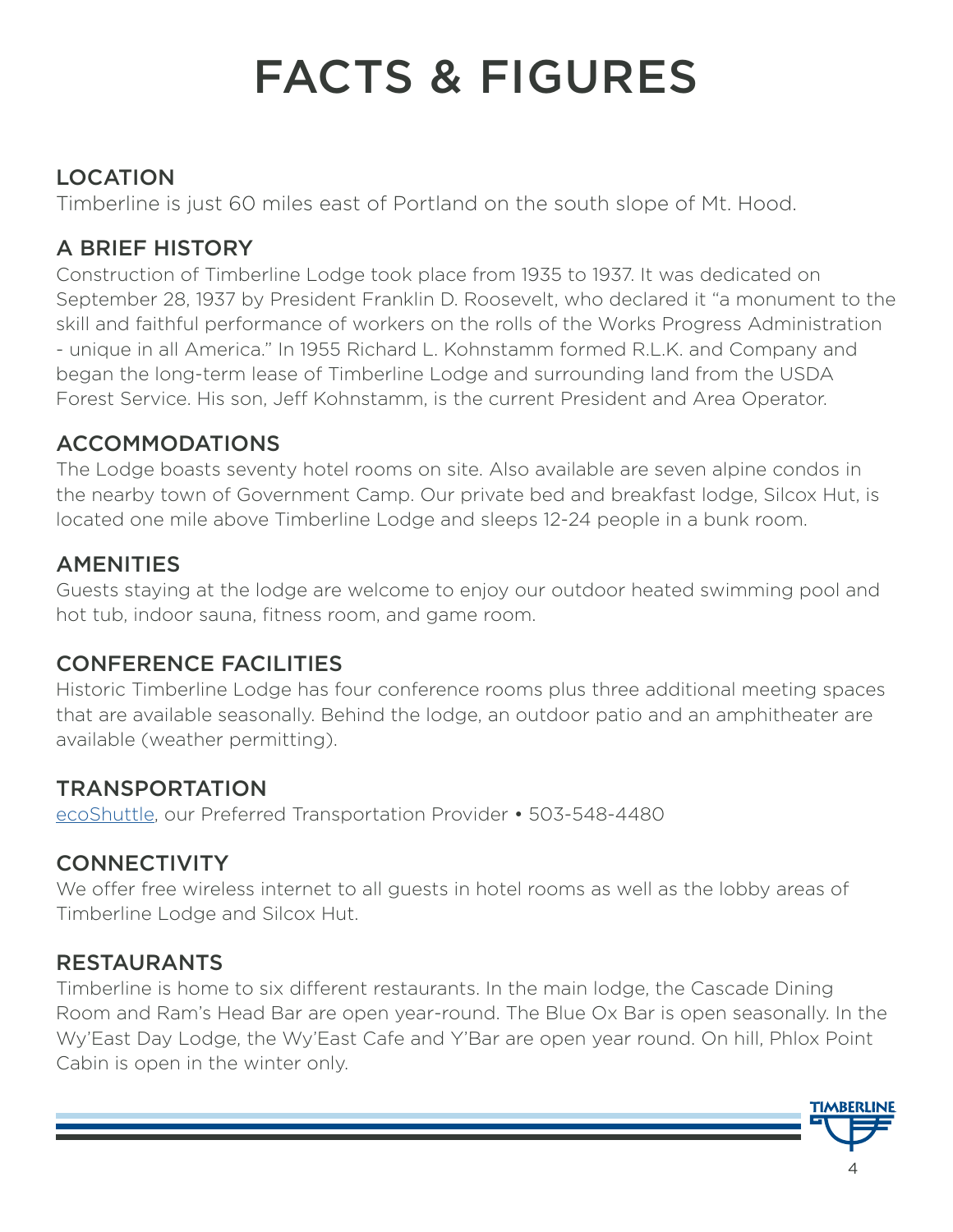# FACTS & FIGURES

## LOCATION

Timberline is just 60 miles east of Portland on the south slope of Mt. Hood.

## A BRIEF HISTORY

Construction of Timberline Lodge took place from 1935 to 1937. It was dedicated on September 28, 1937 by President Franklin D. Roosevelt, who declared it "a monument to the skill and faithful performance of workers on the rolls of the Works Progress Administration - unique in all America." In 1955 Richard L. Kohnstamm formed R.L.K. and Company and began the long-term lease of Timberline Lodge and surrounding land from the USDA Forest Service. His son, Jeff Kohnstamm, is the current President and Area Operator.

## ACCOMMODATIONS

The Lodge boasts seventy hotel rooms on site. Also available are seven alpine condos in the nearby town of Government Camp. Our private bed and breakfast lodge, Silcox Hut, is located one mile above Timberline Lodge and sleeps 12-24 people in a bunk room.

## AMENITIES

Guests staying at the lodge are welcome to enjoy our outdoor heated swimming pool and hot tub, indoor sauna, fitness room, and game room.

## CONFERENCE FACILITIES

Historic Timberline Lodge has four conference rooms plus three additional meeting spaces that are available seasonally. Behind the lodge, an outdoor patio and an amphitheater are available (weather permitting).

## TRANSPORTATION

ecoShuttle, our Preferred Transportation Provider • 503-548-4480

## CONNECTIVITY

We offer free wireless internet to all guests in hotel rooms as well as the lobby areas of Timberline Lodge and Silcox Hut.

## RESTAURANTS

Timberline is home to six different restaurants. In the main lodge, the Cascade Dining Room and Ram's Head Bar are open year-round. The Blue Ox Bar is open seasonally. In the Wy'East Day Lodge, the Wy'East Cafe and Y'Bar are open year round. On hill, Phlox Point Cabin is open in the winter only.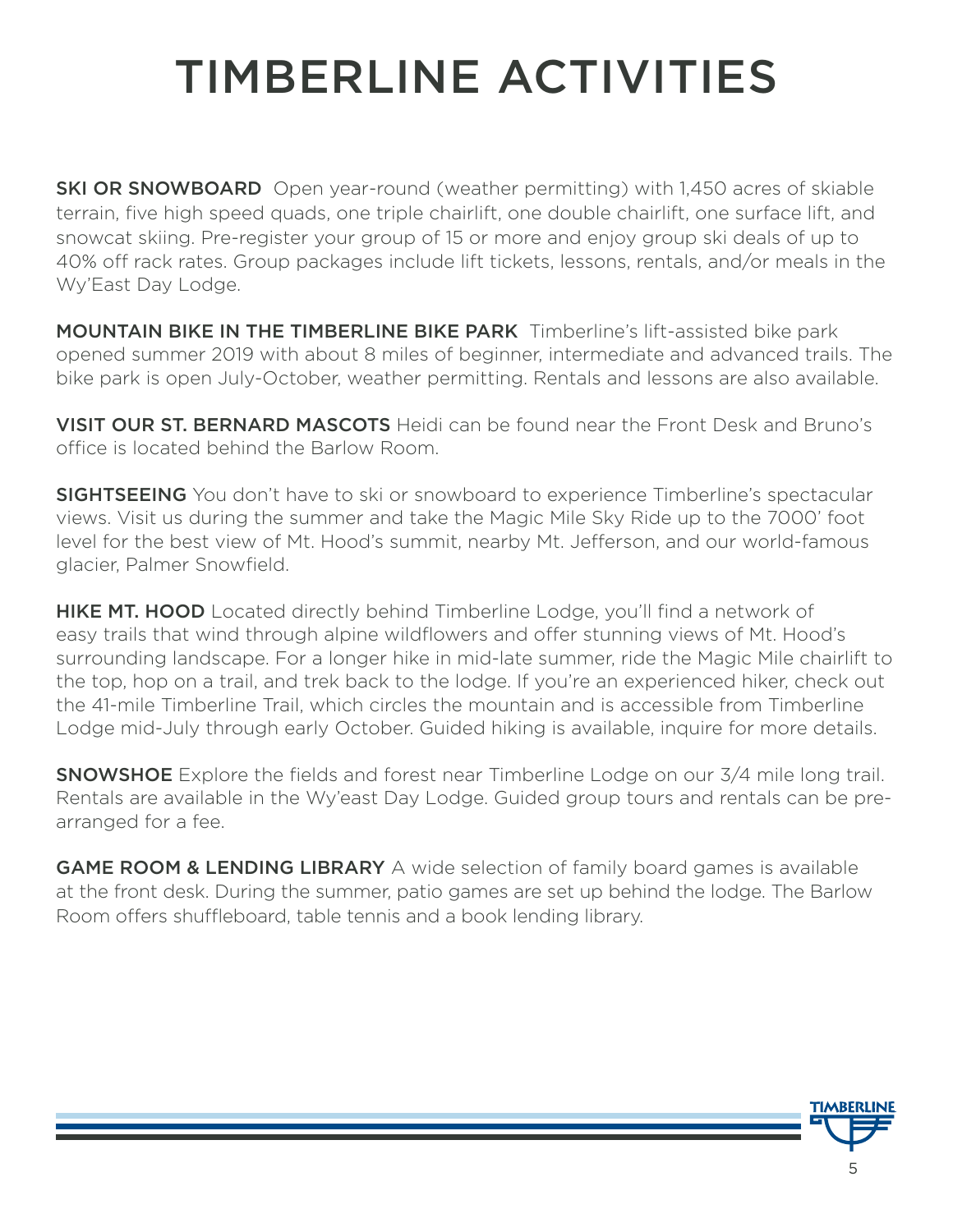# TIMBERLINE ACTIVITIES

**SKI OR SNOWBOARD** Open year-round (weather permitting) with 1,450 acres of skiable terrain, five high speed quads, one triple chairlift, one double chairlift, one surface lift, and snowcat skiing. Pre-register your group of 15 or more and enjoy group ski deals of up to 40% off rack rates. Group packages include lift tickets, lessons, rentals, and/or meals in the Wy'East Day Lodge.

**MOUNTAIN BIKE IN THE TIMBERLINE BIKE PARK** Timberline's lift-assisted bike park opened summer 2019 with about 8 miles of beginner, intermediate and advanced trails. The bike park is open July-October, weather permitting. Rentals and lessons are also available.

**VISIT OUR ST. BERNARD MASCOTS** Heidi can be found near the Front Desk and Bruno's office is located behind the Barlow Room.

**SIGHTSEEING** You don't have to ski or snowboard to experience Timberline's spectacular views. Visit us during the summer and take the Magic Mile Sky Ride up to the 7000' foot level for the best view of Mt. Hood's summit, nearby Mt. Jefferson, and our world-famous glacier, Palmer Snowfield.

**HIKE MT. HOOD** Located directly behind Timberline Lodge, you'll find a network of easy trails that wind through alpine wildflowers and offer stunning views of Mt. Hood's surrounding landscape. For a longer hike in mid-late summer, ride the Magic Mile chairlift to the top, hop on a trail, and trek back to the lodge. If you're an experienced hiker, check out the 41-mile Timberline Trail, which circles the mountain and is accessible from Timberline Lodge mid-July through early October. Guided hiking is available, inquire for more details.

**SNOWSHOE** Explore the fields and forest near Timberline Lodge on our 3/4 mile long trail. Rentals are available in the Wy'east Day Lodge. Guided group tours and rentals can be pre-arranged for a fee.

**GAME ROOM & LENDING LIBRARY** A wide selection of family board games is available at the front desk. During the summer, patio games are set up behind the lodge. The Barlow Room offers shuffleboard, table tennis and a book lending library.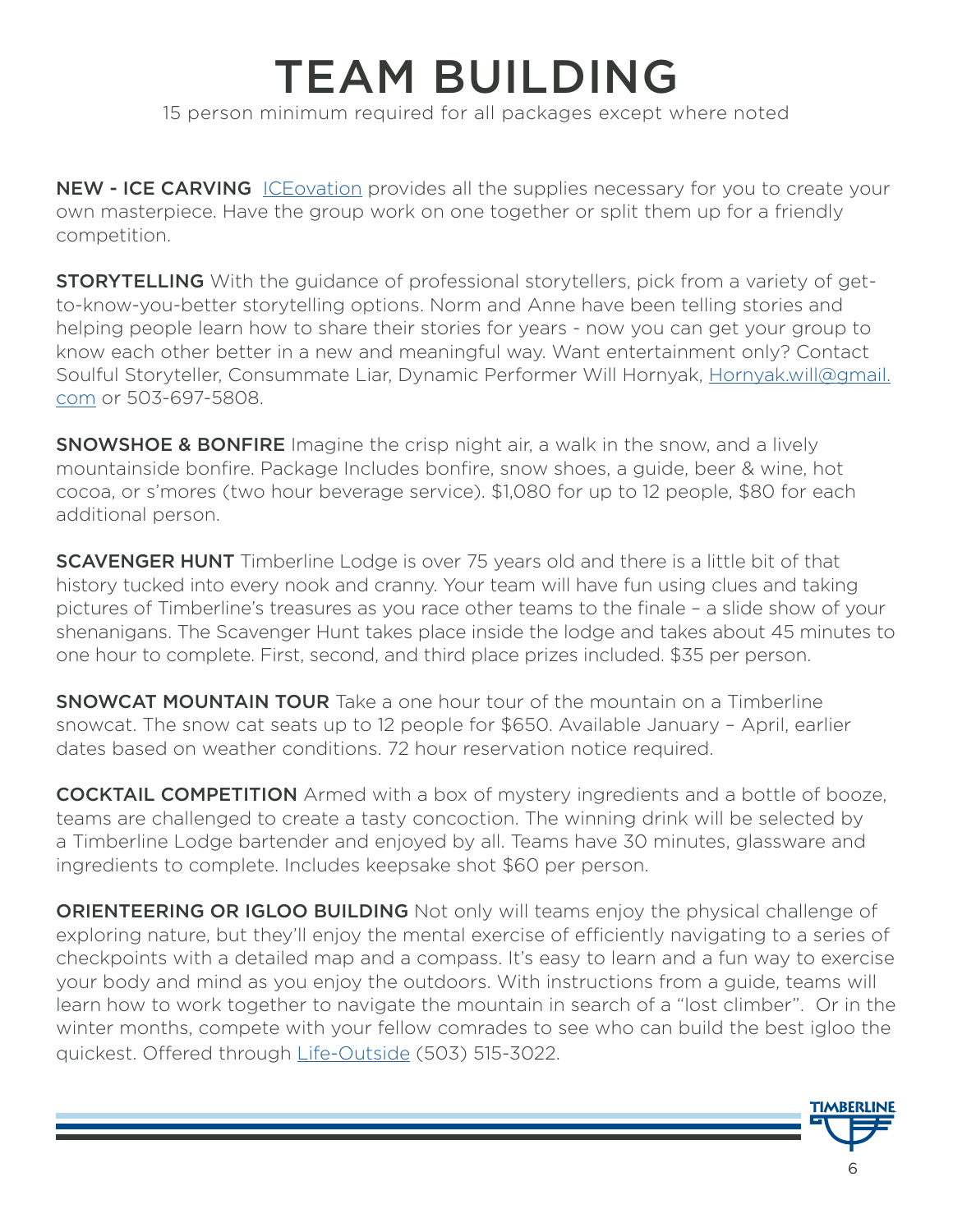# TEAM BUILDING

15 person minimum required for all packages except where noted

**NEW - ICE CARVING** ICEovation provides all the supplies necessary for you to create your own masterpiece. Have the group work on one together or split them up for a friendly competition.

**STORYTELLING** With the guidance of professional storytellers, pick from a variety of get-to-know-you-better storytelling options. Norm and Anne have been telling stories and helping people learn how to share their stories for years - now you can get your group to know each other better in a new and meaningful way. Want entertainment only? Contact Soulful Storyteller, Consummate Liar, Dynamic Performer Will Hornyak, Hornyak.will@gmail.com or 503-697-5808.

**SNOWSHOE & BONFIRE** Imagine the crisp night air, a walk in the snow, and a lively mountainside bonfire. Package Includes bonfire, snow shoes, a guide, beer & wine, hot cocoa, or s'mores (two hour beverage service). $1,080 for up to 12 people, $80 for each additional person.

**SCAVENGER HUNT** Timberline Lodge is over 75 years old and there is a little bit of that history tucked into every nook and cranny. Your team will have fun using clues and taking pictures of Timberline's treasures as you race other teams to the finale – a slide show of your shenanigans. The Scavenger Hunt takes place inside the lodge and takes about 45 minutes to one hour to complete. First, second, and third place prizes included. $35 per person.

**SNOWCAT MOUNTAIN TOUR** Take a one hour tour of the mountain on a Timberline snowcat. The snow cat seats up to 12 people for $650. Available January – April, earlier dates based on weather conditions. 72 hour reservation notice required.

**COCKTAIL COMPETITION** Armed with a box of mystery ingredients and a bottle of booze, teams are challenged to create a tasty concoction. The winning drink will be selected by a Timberline Lodge bartender and enjoyed by all. Teams have 30 minutes, glassware and ingredients to complete. Includes keepsake shot $60 per person.

**ORIENTEERING OR IGLOO BUILDING** Not only will teams enjoy the physical challenge of exploring nature, but they'll enjoy the mental exercise of efficiently navigating to a series of checkpoints with a detailed map and a compass. It's easy to learn and a fun way to exercise your body and mind as you enjoy the outdoors. With instructions from a guide, teams will learn how to work together to navigate the mountain in search of a "lost climber". Or in the winter months, compete with your fellow comrades to see who can build the best igloo the quickest. Offered through Life-Outside (503) 515-3022.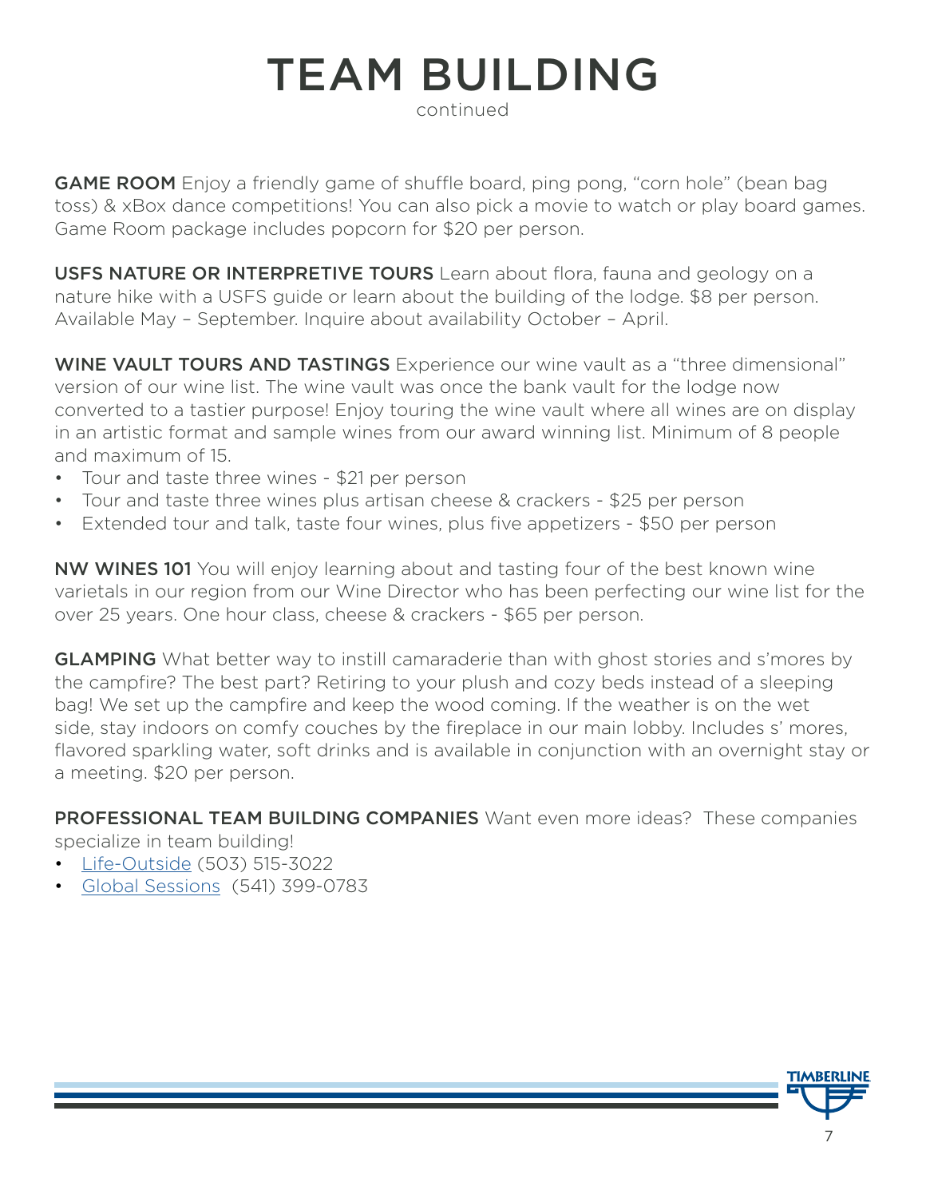# TEAM BUILDING

continued

**GAME ROOM** Enjoy a friendly game of shuffle board, ping pong, "corn hole" (bean bag toss) & xBox dance competitions! You can also pick a movie to watch or play board games. Game Room package includes popcorn for $20 per person.

**USFS NATURE OR INTERPRETIVE TOURS** Learn about flora, fauna and geology on a nature hike with a USFS guide or learn about the building of the lodge. $8 per person. Available May – September. Inquire about availability October – April.

**WINE VAULT TOURS AND TASTINGS** Experience our wine vault as a "three dimensional" version of our wine list. The wine vault was once the bank vault for the lodge now converted to a tastier purpose! Enjoy touring the wine vault where all wines are on display in an artistic format and sample wines from our award winning list. Minimum of 8 people and maximum of 15.

- Tour and taste three wines - $21 per person
- Tour and taste three wines plus artisan cheese & crackers - $25 per person
- Extended tour and talk, taste four wines, plus five appetizers - $50 per person

**NW WINES 101** You will enjoy learning about and tasting four of the best known wine varietals in our region from our Wine Director who has been perfecting our wine list for the over 25 years. One hour class, cheese & crackers - $65 per person.

**GLAMPING** What better way to instill camaraderie than with ghost stories and s'mores by the campfire? The best part? Retiring to your plush and cozy beds instead of a sleeping bag! We set up the campfire and keep the wood coming. If the weather is on the wet side, stay indoors on comfy couches by the fireplace in our main lobby. Includes s' mores, flavored sparkling water, soft drinks and is available in conjunction with an overnight stay or a meeting. $20 per person.

**PROFESSIONAL TEAM BUILDING COMPANIES** Want even more ideas? These companies specialize in team building!

- Life-Outside (503) 515-3022
- Global Sessions (541) 399-0783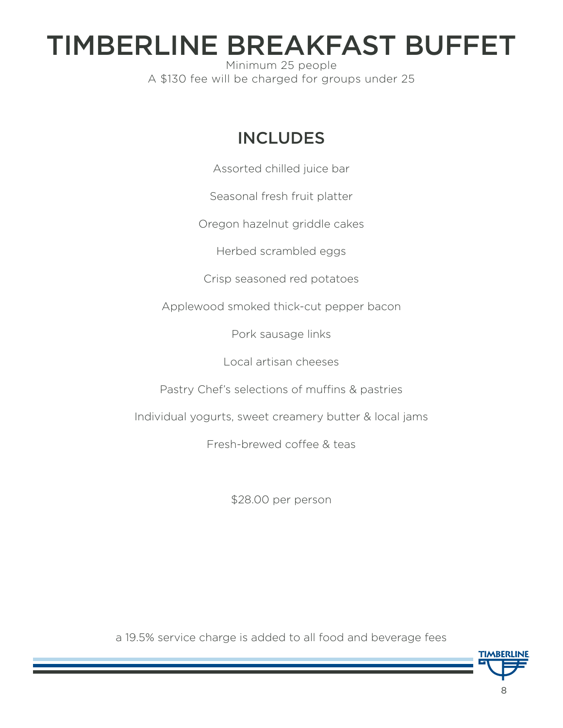# TIMBERLINE BREAKFAST BUFFET

Minimum 25 people
A $130 fee will be charged for groups under 25

## INCLUDES

Assorted chilled juice bar

Seasonal fresh fruit platter

Oregon hazelnut griddle cakes

Herbed scrambled eggs

Crisp seasoned red potatoes

Applewood smoked thick-cut pepper bacon

Pork sausage links

Local artisan cheeses

Pastry Chef's selections of muffins & pastries

Individual yogurts, sweet creamery butter & local jams

Fresh-brewed coffee & teas

$28.00 per person

a 19.5% service charge is added to all food and beverage fees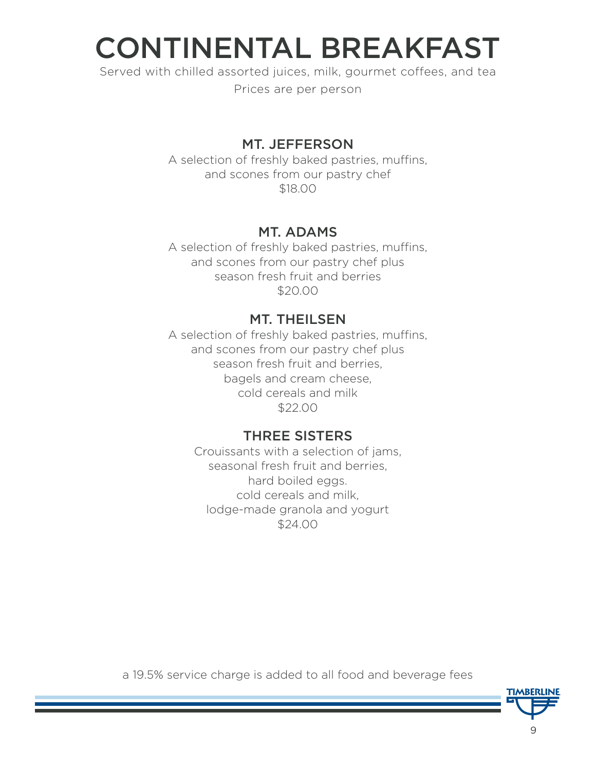# CONTINENTAL BREAKFAST

Served with chilled assorted juices, milk, gourmet coffees, and tea

Prices are per person

## MT. JEFFERSON

A selection of freshly baked pastries, muffins, and scones from our pastry chef

$18.00

## MT. ADAMS

A selection of freshly baked pastries, muffins, and scones from our pastry chef plus season fresh fruit and berries

$20.00

## MT. THEILSEN

A selection of freshly baked pastries, muffins, and scones from our pastry chef plus season fresh fruit and berries, bagels and cream cheese, cold cereals and milk

$22.00

## THREE SISTERS

Crouissants with a selection of jams, seasonal fresh fruit and berries, hard boiled eggs. cold cereals and milk, lodge-made granola and yogurt

$24.00

a 19.5% service charge is added to all food and beverage fees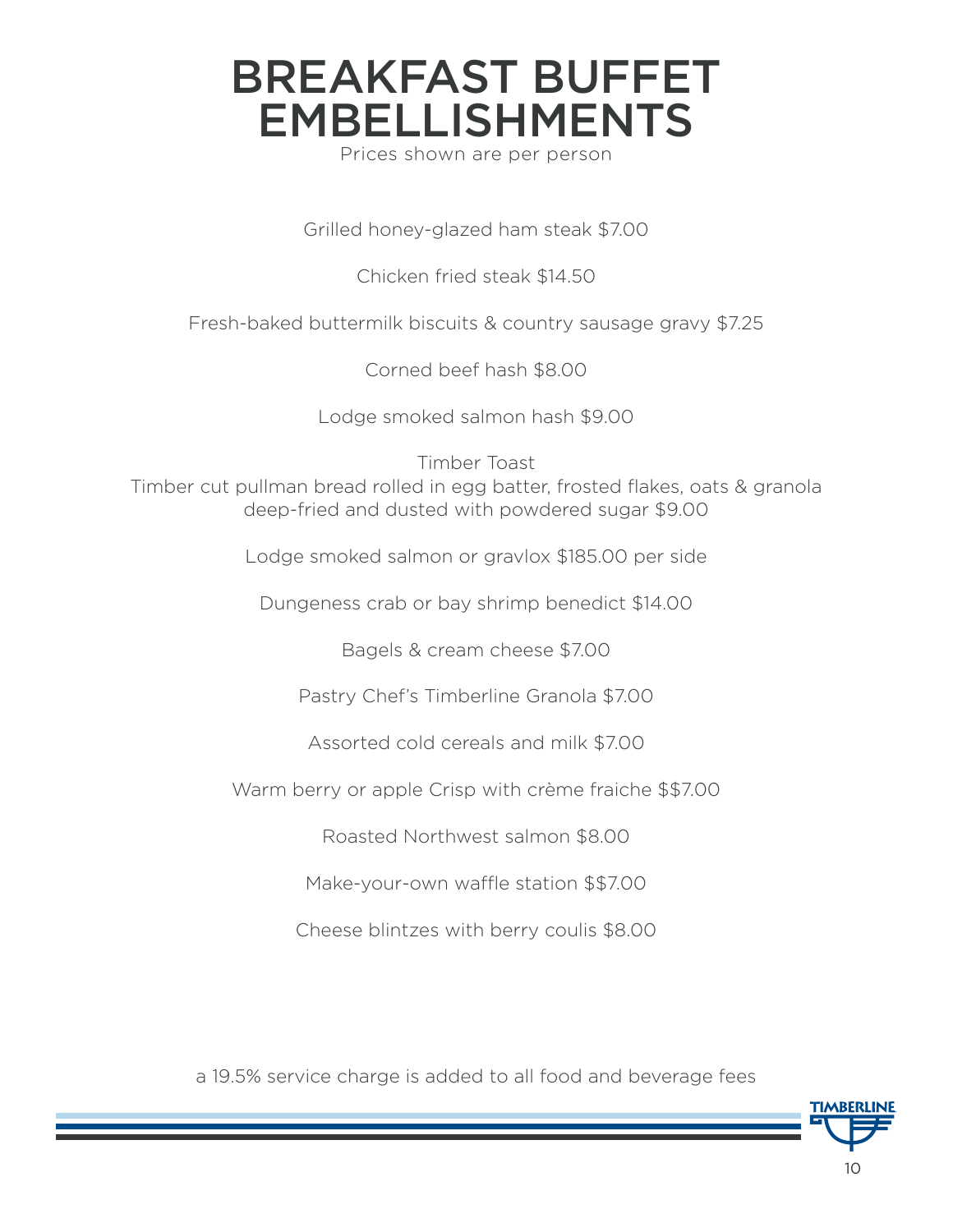# BREAKFAST BUFFET EMBELLISHMENTS

Prices shown are per person

Grilled honey-glazed ham steak $7.00

Chicken fried steak $14.50

Fresh-baked buttermilk biscuits & country sausage gravy $7.25

Corned beef hash $8.00

Lodge smoked salmon hash $9.00

Timber Toast
Timber cut pullman bread rolled in egg batter, frosted flakes, oats & granola deep-fried and dusted with powdered sugar $9.00

Lodge smoked salmon or gravlox $185.00 per side

Dungeness crab or bay shrimp benedict $14.00

Bagels & cream cheese $7.00

Pastry Chef's Timberline Granola $7.00

Assorted cold cereals and milk $7.00

Warm berry or apple Crisp with crème fraiche $$7.00

Roasted Northwest salmon $8.00

Make-your-own waffle station $$7.00

Cheese blintzes with berry coulis $8.00

a 19.5% service charge is added to all food and beverage fees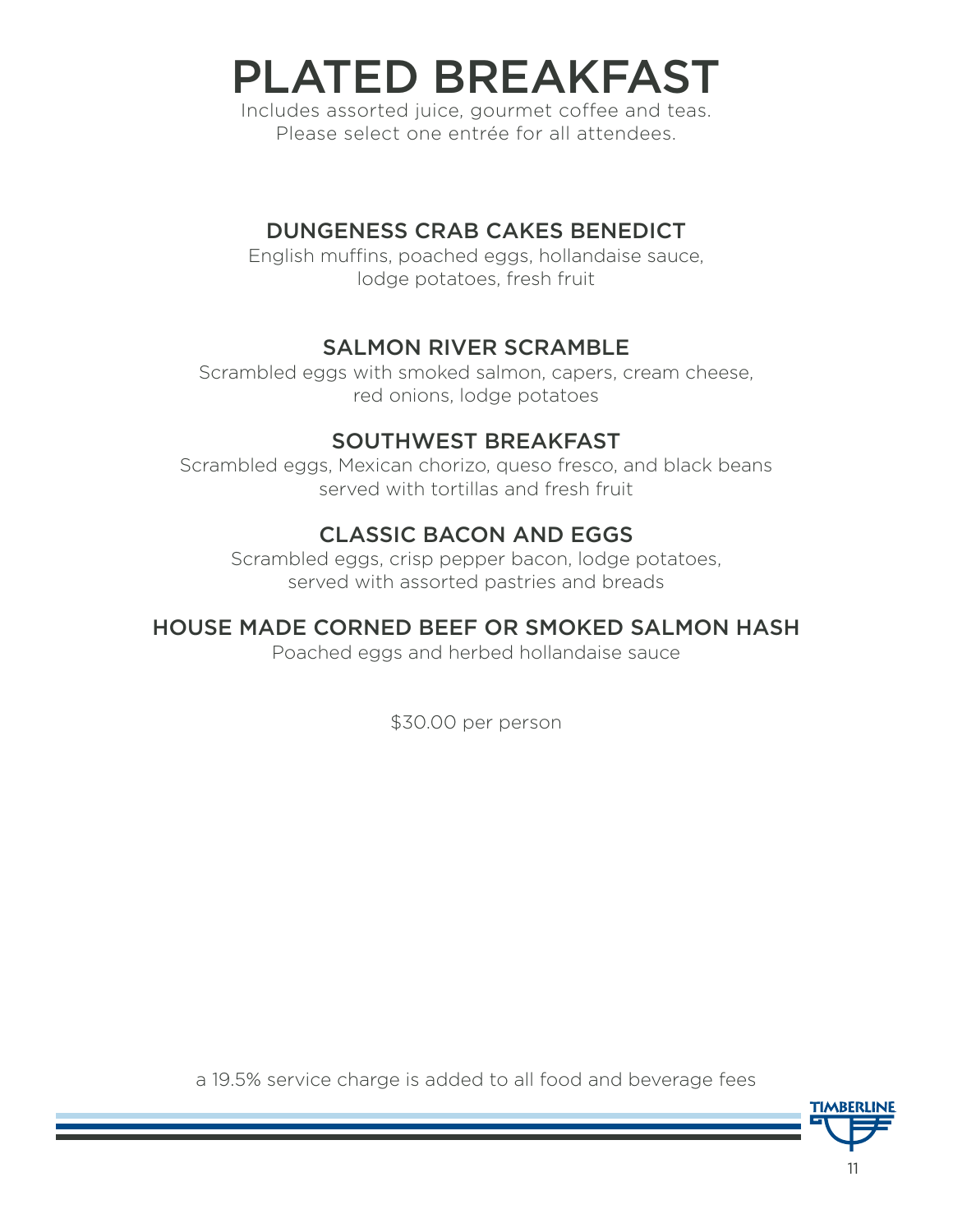# PLATED BREAKFAST

Includes assorted juice, gourmet coffee and teas.
Please select one entrée for all attendees.

## DUNGENESS CRAB CAKES BENEDICT

English muffins, poached eggs, hollandaise sauce, lodge potatoes, fresh fruit

## SALMON RIVER SCRAMBLE

Scrambled eggs with smoked salmon, capers, cream cheese, red onions, lodge potatoes

## SOUTHWEST BREAKFAST

Scrambled eggs, Mexican chorizo, queso fresco, and black beans served with tortillas and fresh fruit

## CLASSIC BACON AND EGGS

Scrambled eggs, crisp pepper bacon, lodge potatoes, served with assorted pastries and breads

## HOUSE MADE CORNED BEEF OR SMOKED SALMON HASH

Poached eggs and herbed hollandaise sauce

$30.00 per person

a 19.5% service charge is added to all food and beverage fees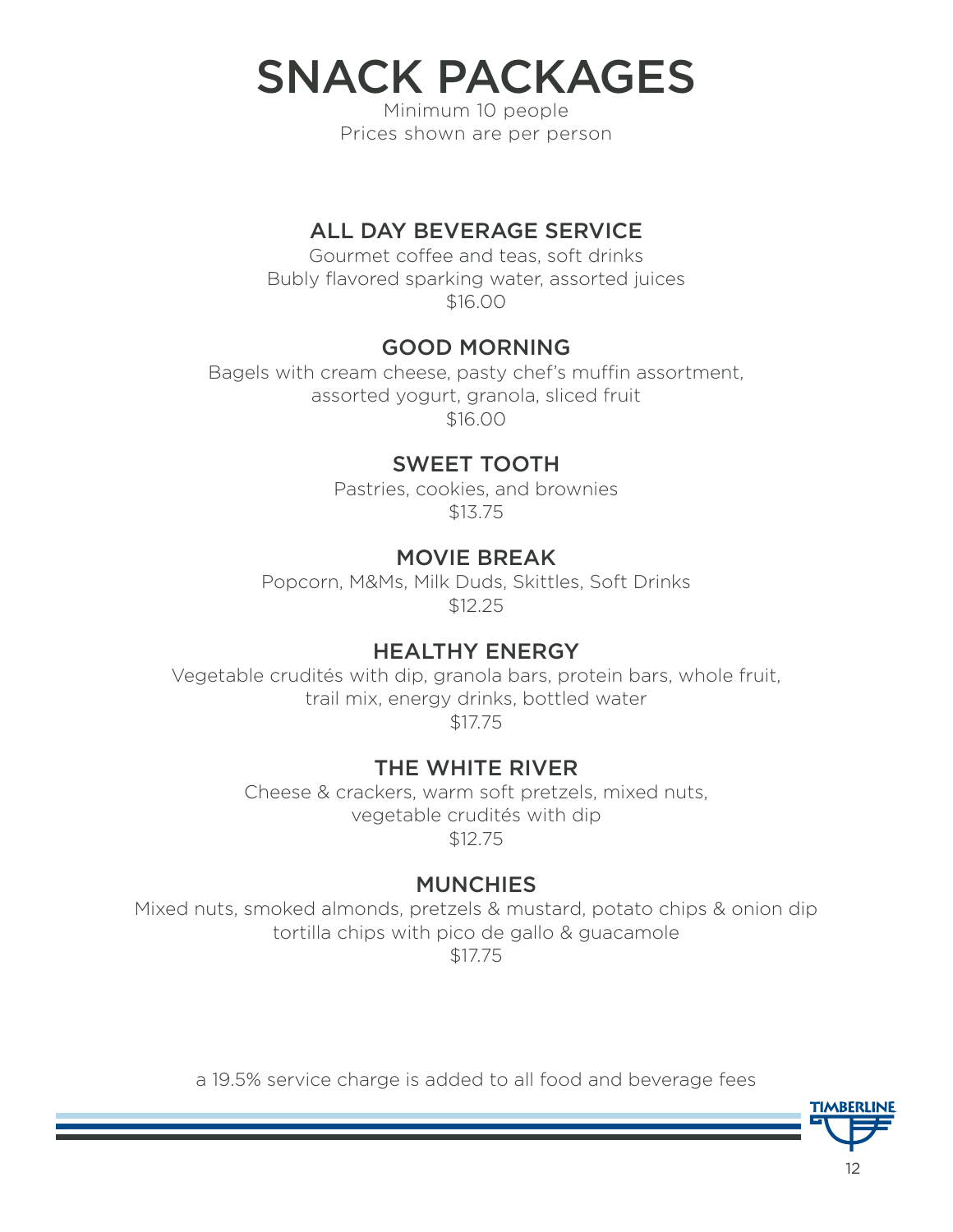# SNACK PACKAGES

Minimum 10 people
Prices shown are per person

## ALL DAY BEVERAGE SERVICE

Gourmet coffee and teas, soft drinks
Bubly flavored sparking water, assorted juices
$16.00

## GOOD MORNING

Bagels with cream cheese, pasty chef's muffin assortment,
assorted yogurt, granola, sliced fruit
$16.00

## SWEET TOOTH

Pastries, cookies, and brownies
$13.75

## MOVIE BREAK

Popcorn, M&Ms, Milk Duds, Skittles, Soft Drinks
$12.25

## HEALTHY ENERGY

Vegetable crudités with dip, granola bars, protein bars, whole fruit,
trail mix, energy drinks, bottled water
$17.75

## THE WHITE RIVER

Cheese & crackers, warm soft pretzels, mixed nuts,
vegetable crudités with dip
$12.75

## MUNCHIES

Mixed nuts, smoked almonds, pretzels & mustard, potato chips & onion dip
tortilla chips with pico de gallo & guacamole
$17.75

a 19.5% service charge is added to all food and beverage fees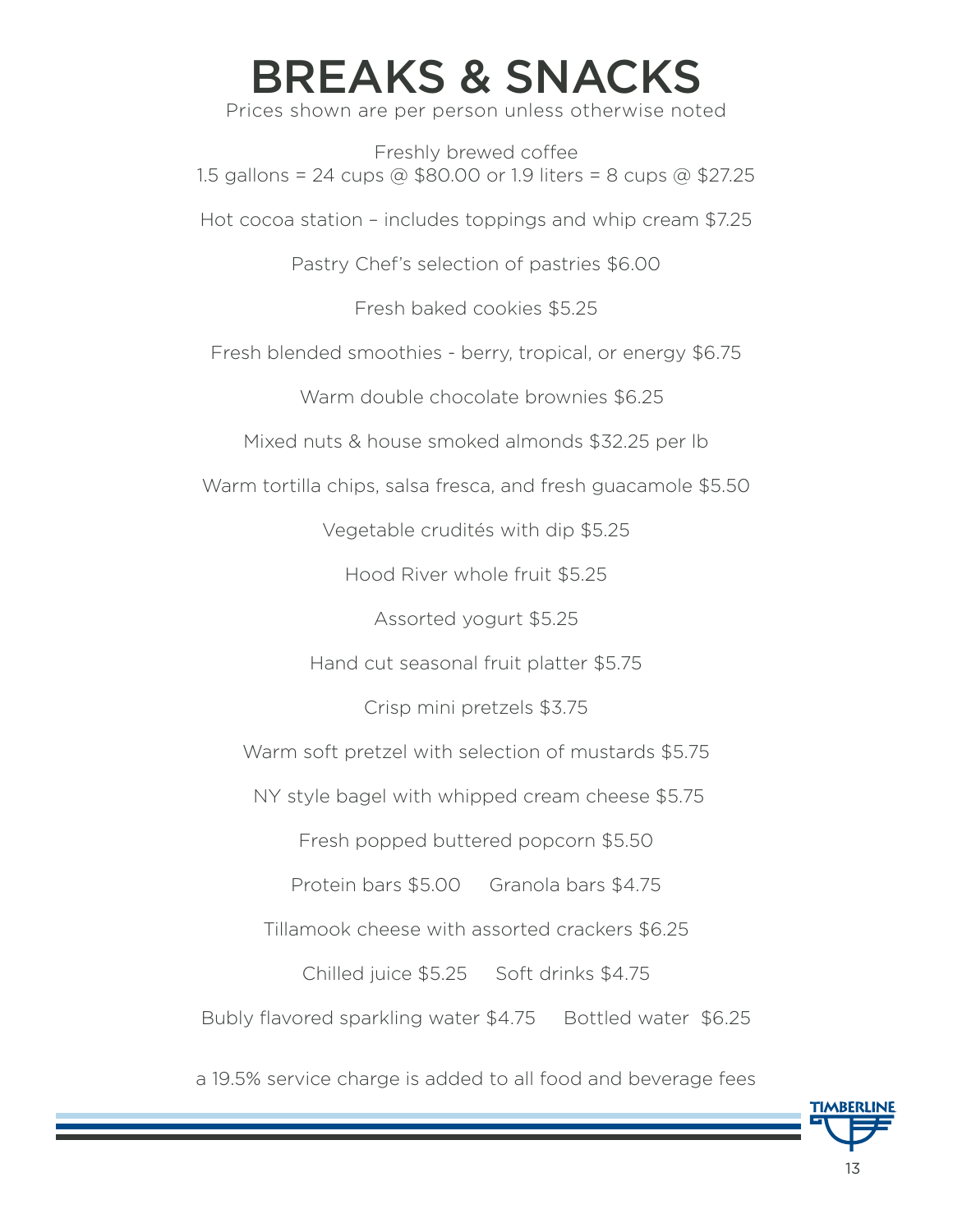# BREAKS & SNACKS

Prices shown are per person unless otherwise noted

Freshly brewed coffee
1.5 gallons = 24 cups @ $80.00 or 1.9 liters = 8 cups @ $27.25

Hot cocoa station – includes toppings and whip cream $7.25

Pastry Chef's selection of pastries $6.00

Fresh baked cookies $5.25

Fresh blended smoothies - berry, tropical, or energy $6.75

Warm double chocolate brownies $6.25

Mixed nuts & house smoked almonds $32.25 per lb

Warm tortilla chips, salsa fresca, and fresh guacamole $5.50

Vegetable crudités with dip $5.25

Hood River whole fruit $5.25

Assorted yogurt $5.25

Hand cut seasonal fruit platter $5.75

Crisp mini pretzels $3.75

Warm soft pretzel with selection of mustards $5.75

NY style bagel with whipped cream cheese $5.75

Fresh popped buttered popcorn $5.50

Protein bars $5.00 Granola bars $4.75

Tillamook cheese with assorted crackers $6.25

Chilled juice $5.25 Soft drinks $4.75

Bubly flavored sparkling water $4.75 Bottled water $6.25

a 19.5% service charge is added to all food and beverage fees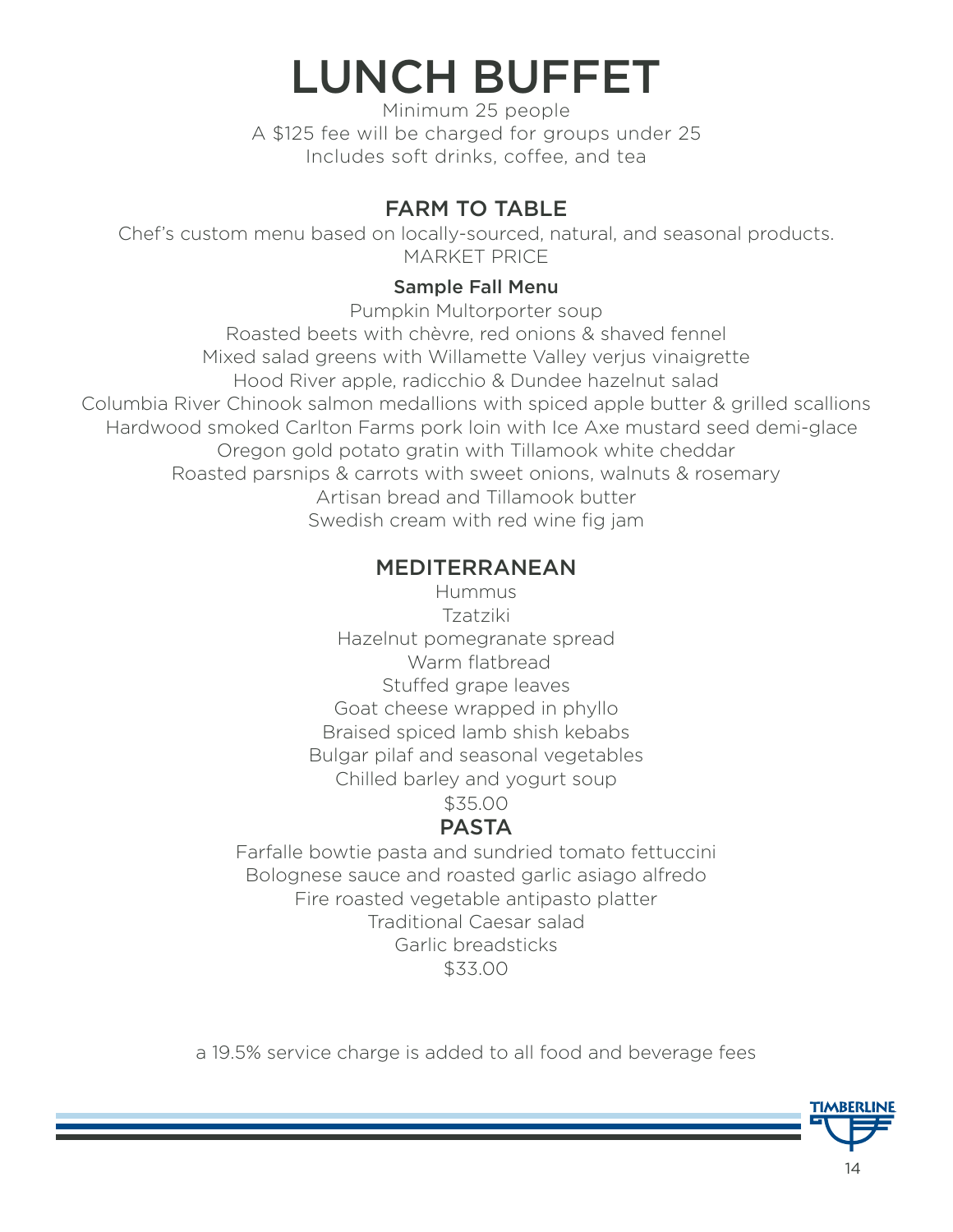# LUNCH BUFFET

Minimum 25 people
A $125 fee will be charged for groups under 25
Includes soft drinks, coffee, and tea

## FARM TO TABLE

Chef's custom menu based on locally-sourced, natural, and seasonal products.
MARKET PRICE

### Sample Fall Menu

Pumpkin Multorporter soup
Roasted beets with chèvre, red onions & shaved fennel
Mixed salad greens with Willamette Valley verjus vinaigrette
Hood River apple, radicchio & Dundee hazelnut salad
Columbia River Chinook salmon medallions with spiced apple butter & grilled scallions
Hardwood smoked Carlton Farms pork loin with Ice Axe mustard seed demi-glace
Oregon gold potato gratin with Tillamook white cheddar
Roasted parsnips & carrots with sweet onions, walnuts & rosemary
Artisan bread and Tillamook butter
Swedish cream with red wine fig jam

## MEDITERRANEAN

Hummus
Tzatziki
Hazelnut pomegranate spread
Warm flatbread
Stuffed grape leaves
Goat cheese wrapped in phyllo
Braised spiced lamb shish kebabs
Bulgar pilaf and seasonal vegetables
Chilled barley and yogurt soup
$35.00

## PASTA

Farfalle bowtie pasta and sundried tomato fettuccini
Bolognese sauce and roasted garlic asiago alfredo
Fire roasted vegetable antipasto platter
Traditional Caesar salad
Garlic breadsticks
$33.00

a 19.5% service charge is added to all food and beverage fees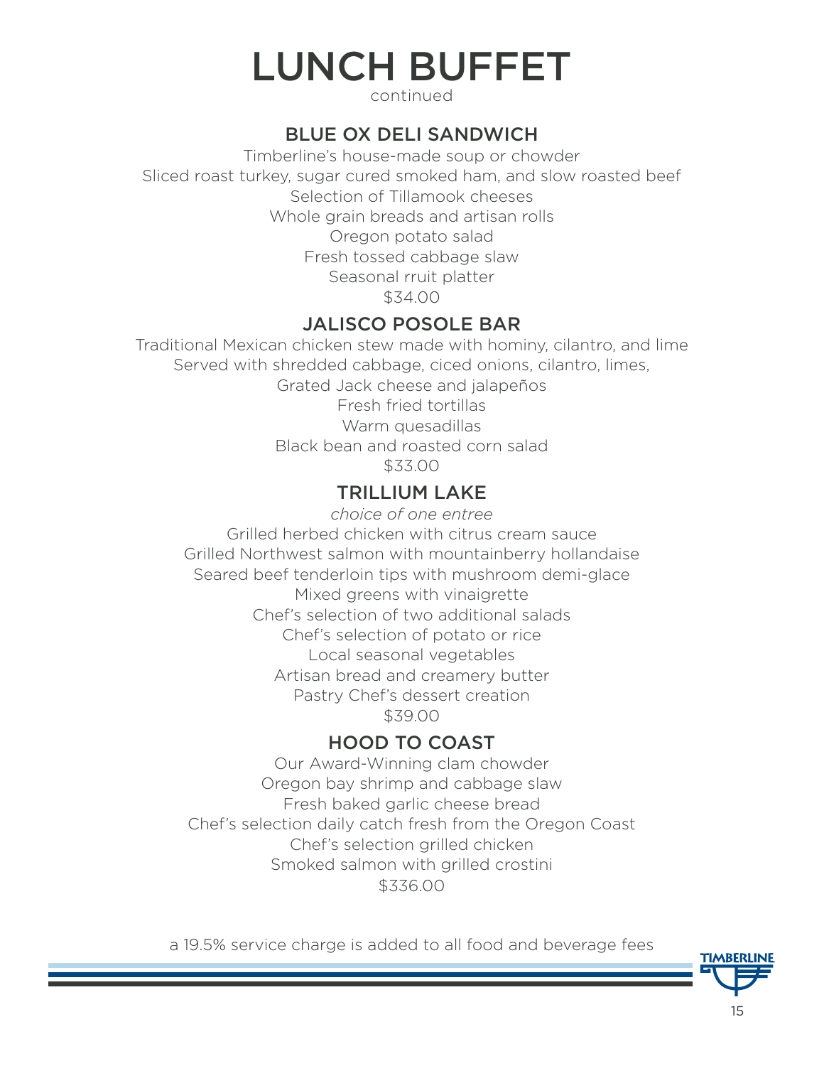# LUNCH BUFFET

continued

## BLUE OX DELI SANDWICH

Timberline's house-made soup or chowder
Sliced roast turkey, sugar cured smoked ham, and slow roasted beef
Selection of Tillamook cheeses
Whole grain breads and artisan rolls
Oregon potato salad
Fresh tossed cabbage slaw
Seasonal rruit platter
$34.00

## JALISCO POSOLE BAR

Traditional Mexican chicken stew made with hominy, cilantro, and lime
Served with shredded cabbage, ciced onions, cilantro, limes,
Grated Jack cheese and jalapeños
Fresh fried tortillas
Warm quesadillas
Black bean and roasted corn salad
$33.00

## TRILLIUM LAKE

*choice of one entree*

Grilled herbed chicken with citrus cream sauce
Grilled Northwest salmon with mountainberry hollandaise
Seared beef tenderloin tips with mushroom demi-glace
Mixed greens with vinaigrette
Chef's selection of two additional salads
Chef's selection of potato or rice
Local seasonal vegetables
Artisan bread and creamery butter
Pastry Chef's dessert creation
$39.00

## HOOD TO COAST

Our Award-Winning clam chowder
Oregon bay shrimp and cabbage slaw
Fresh baked garlic cheese bread
Chef's selection daily catch fresh from the Oregon Coast
Chef's selection grilled chicken
Smoked salmon with grilled crostini
$336.00

a 19.5% service charge is added to all food and beverage fees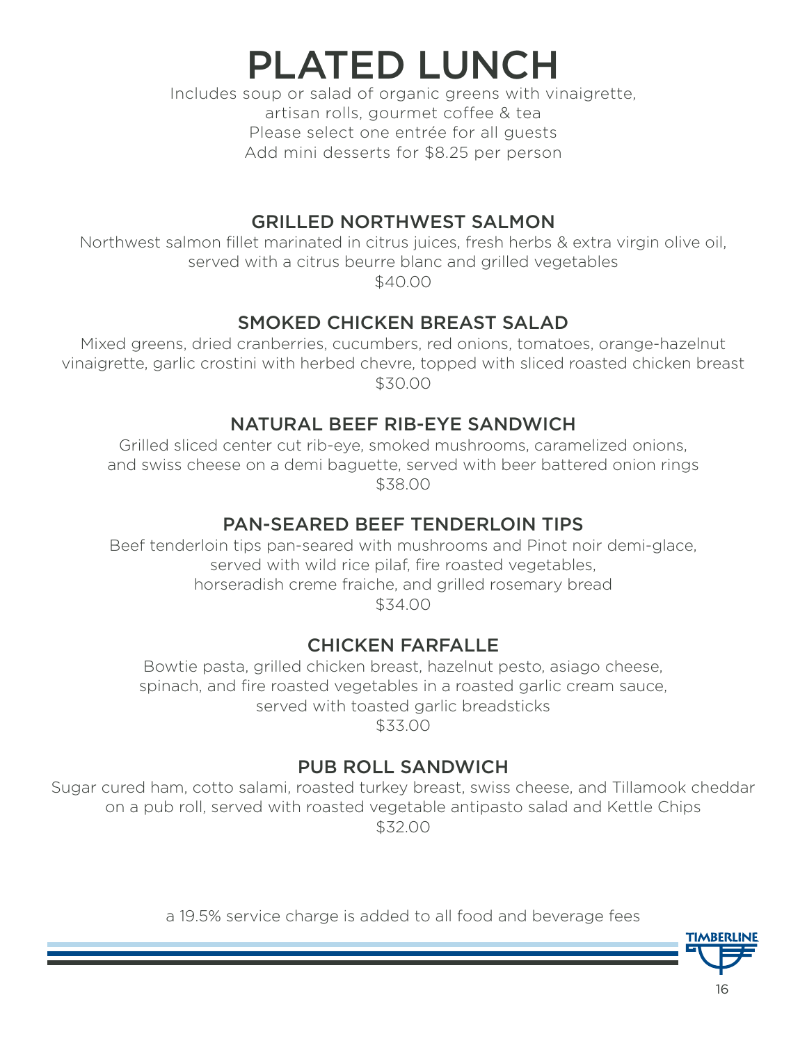# PLATED LUNCH

Includes soup or salad of organic greens with vinaigrette, artisan rolls, gourmet coffee & tea
Please select one entrée for all guests
Add mini desserts for $8.25 per person

## GRILLED NORTHWEST SALMON

Northwest salmon fillet marinated in citrus juices, fresh herbs & extra virgin olive oil, served with a citrus beurre blanc and grilled vegetables
$40.00

## SMOKED CHICKEN BREAST SALAD

Mixed greens, dried cranberries, cucumbers, red onions, tomatoes, orange-hazelnut vinaigrette, garlic crostini with herbed chevre, topped with sliced roasted chicken breast
$30.00

## NATURAL BEEF RIB-EYE SANDWICH

Grilled sliced center cut rib-eye, smoked mushrooms, caramelized onions, and swiss cheese on a demi baguette, served with beer battered onion rings
$38.00

## PAN-SEARED BEEF TENDERLOIN TIPS

Beef tenderloin tips pan-seared with mushrooms and Pinot noir demi-glace, served with wild rice pilaf, fire roasted vegetables, horseradish creme fraiche, and grilled rosemary bread
$34.00

## CHICKEN FARFALLE

Bowtie pasta, grilled chicken breast, hazelnut pesto, asiago cheese, spinach, and fire roasted vegetables in a roasted garlic cream sauce, served with toasted garlic breadsticks
$33.00

## PUB ROLL SANDWICH

Sugar cured ham, cotto salami, roasted turkey breast, swiss cheese, and Tillamook cheddar on a pub roll, served with roasted vegetable antipasto salad and Kettle Chips
$32.00

a 19.5% service charge is added to all food and beverage fees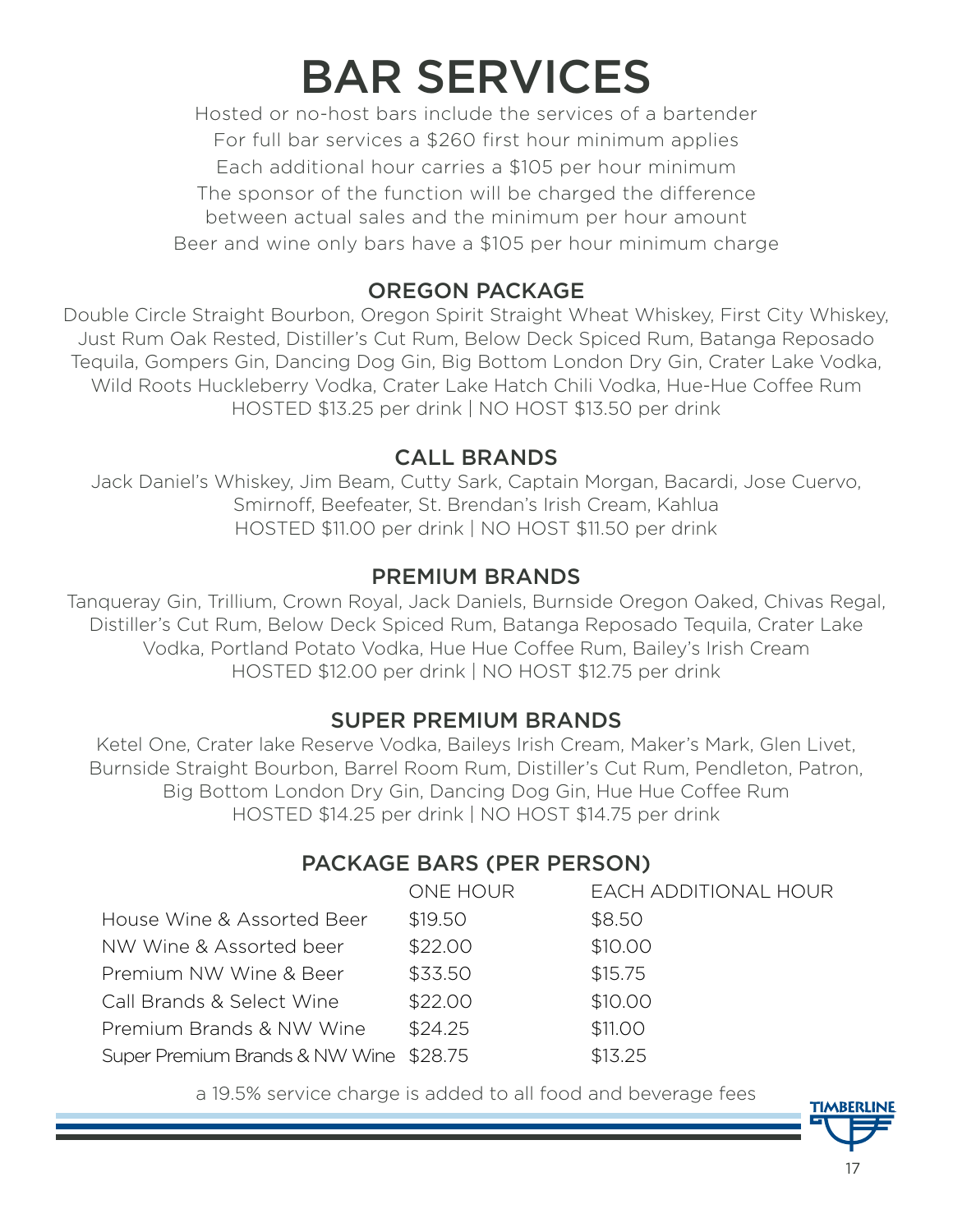# BAR SERVICES

Hosted or no-host bars include the services of a bartender
For full bar services a $260 first hour minimum applies
Each additional hour carries a $105 per hour minimum
The sponsor of the function will be charged the difference between actual sales and the minimum per hour amount
Beer and wine only bars have a $105 per hour minimum charge

## OREGON PACKAGE

Double Circle Straight Bourbon, Oregon Spirit Straight Wheat Whiskey, First City Whiskey, Just Rum Oak Rested, Distiller's Cut Rum, Below Deck Spiced Rum, Batanga Reposado Tequila, Gompers Gin, Dancing Dog Gin, Big Bottom London Dry Gin, Crater Lake Vodka, Wild Roots Huckleberry Vodka, Crater Lake Hatch Chili Vodka, Hue-Hue Coffee Rum
HOSTED $13.25 per drink | NO HOST $13.50 per drink

## CALL BRANDS

Jack Daniel's Whiskey, Jim Beam, Cutty Sark, Captain Morgan, Bacardi, Jose Cuervo, Smirnoff, Beefeater, St. Brendan's Irish Cream, Kahlua
HOSTED $11.00 per drink | NO HOST $11.50 per drink

## PREMIUM BRANDS

Tanqueray Gin, Trillium, Crown Royal, Jack Daniels, Burnside Oregon Oaked, Chivas Regal, Distiller's Cut Rum, Below Deck Spiced Rum, Batanga Reposado Tequila, Crater Lake Vodka, Portland Potato Vodka, Hue Hue Coffee Rum, Bailey's Irish Cream
HOSTED $12.00 per drink | NO HOST $12.75 per drink

## SUPER PREMIUM BRANDS

Ketel One, Crater lake Reserve Vodka, Baileys Irish Cream, Maker's Mark, Glen Livet, Burnside Straight Bourbon, Barrel Room Rum, Distiller's Cut Rum, Pendleton, Patron, Big Bottom London Dry Gin, Dancing Dog Gin, Hue Hue Coffee Rum
HOSTED $14.25 per drink | NO HOST $14.75 per drink

## PACKAGE BARS (PER PERSON)

| | ONE HOUR | EACH ADDITIONAL HOUR |
|---|---|---|
| House Wine & Assorted Beer | $19.50 | $8.50 |
| NW Wine & Assorted beer | $22.00 | $10.00 |
| Premium NW Wine & Beer | $33.50 | $15.75 |
| Call Brands & Select Wine | $22.00 | $10.00 |
| Premium Brands & NW Wine | $24.25 | $11.00 |
| Super Premium Brands & NW Wine | $28.75 | $13.25 |

a 19.5% service charge is added to all food and beverage fees

TIMBERLINE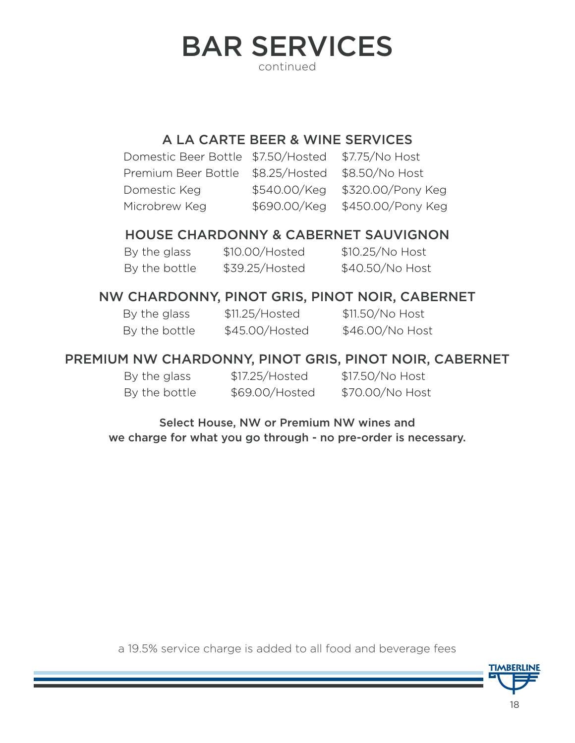# BAR SERVICES

continued

## A LA CARTE BEER & WINE SERVICES

| | | |
|---|---|---|
| Domestic Beer Bottle | $7.50/Hosted | $7.75/No Host |
| Premium Beer Bottle | $8.25/Hosted | $8.50/No Host |
| Domestic Keg | $540.00/Keg | $320.00/Pony Keg |
| Microbrew Keg | $690.00/Keg | $450.00/Pony Keg |

## HOUSE CHARDONNY & CABERNET SAUVIGNON

| | | |
|---|---|---|
| By the glass | $10.00/Hosted | $10.25/No Host |
| By the bottle | $39.25/Hosted | $40.50/No Host |

## NW CHARDONNY, PINOT GRIS, PINOT NOIR, CABERNET

| | | |
|---|---|---|
| By the glass | $11.25/Hosted | $11.50/No Host |
| By the bottle | $45.00/Hosted | $46.00/No Host |

## PREMIUM NW CHARDONNY, PINOT GRIS, PINOT NOIR, CABERNET

| | | |
|---|---|---|
| By the glass | $17.25/Hosted | $17.50/No Host |
| By the bottle | $69.00/Hosted | $70.00/No Host |

**Select House, NW or Premium NW wines and we charge for what you go through - no pre-order is necessary.**

a 19.5% service charge is added to all food and beverage fees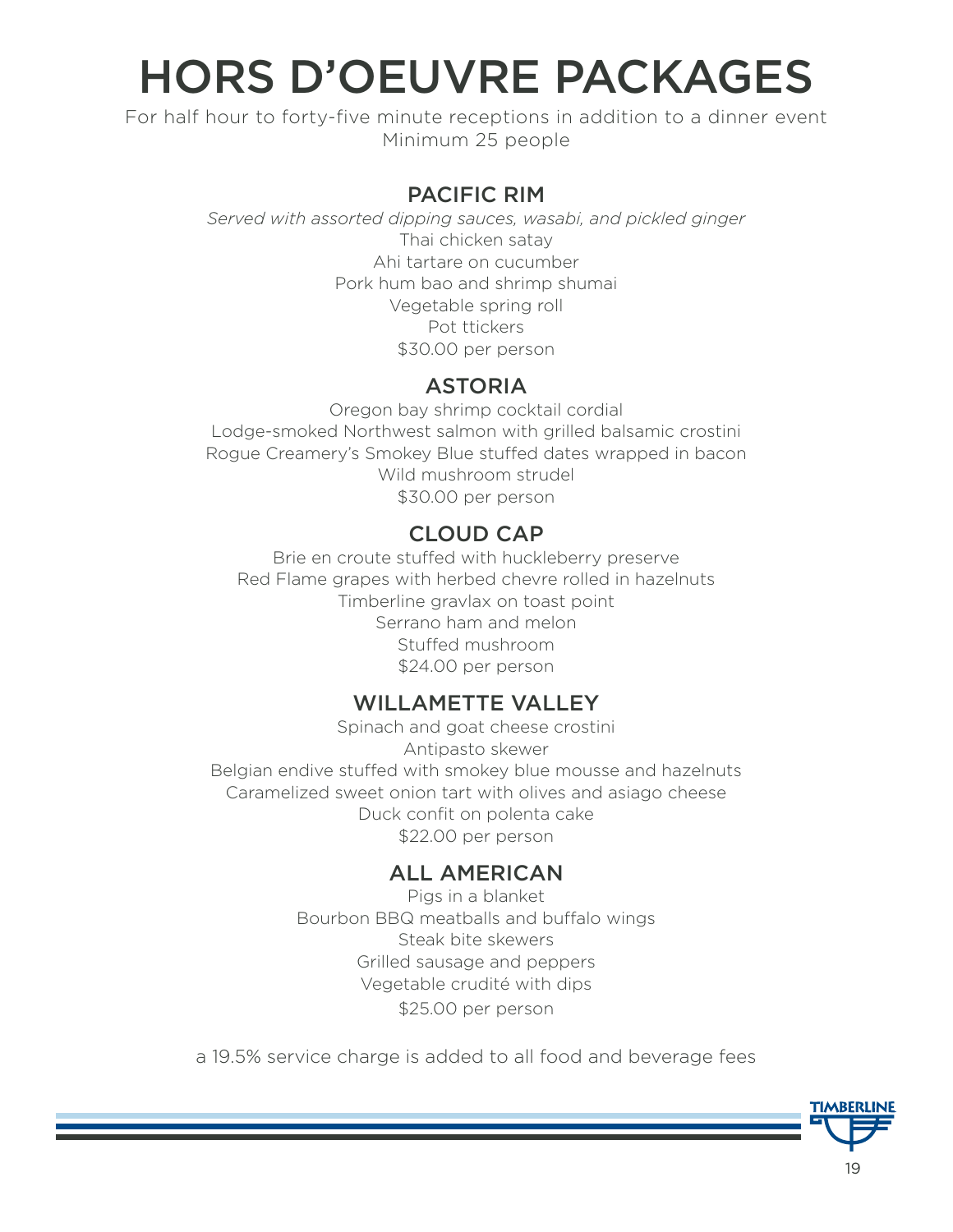# HORS D'OEUVRE PACKAGES

For half hour to forty-five minute receptions in addition to a dinner event
Minimum 25 people

## PACIFIC RIM

*Served with assorted dipping sauces, wasabi, and pickled ginger*

Thai chicken satay
Ahi tartare on cucumber
Pork hum bao and shrimp shumai
Vegetable spring roll
Pot ttickers
$30.00 per person

## ASTORIA

Oregon bay shrimp cocktail cordial
Lodge-smoked Northwest salmon with grilled balsamic crostini
Rogue Creamery's Smokey Blue stuffed dates wrapped in bacon
Wild mushroom strudel
$30.00 per person

## CLOUD CAP

Brie en croute stuffed with huckleberry preserve
Red Flame grapes with herbed chevre rolled in hazelnuts
Timberline gravlax on toast point
Serrano ham and melon
Stuffed mushroom
$24.00 per person

## WILLAMETTE VALLEY

Spinach and goat cheese crostini
Antipasto skewer
Belgian endive stuffed with smokey blue mousse and hazelnuts
Caramelized sweet onion tart with olives and asiago cheese
Duck confit on polenta cake
$22.00 per person

## ALL AMERICAN

Pigs in a blanket
Bourbon BBQ meatballs and buffalo wings
Steak bite skewers
Grilled sausage and peppers
Vegetable crudité with dips
$25.00 per person

a 19.5% service charge is added to all food and beverage fees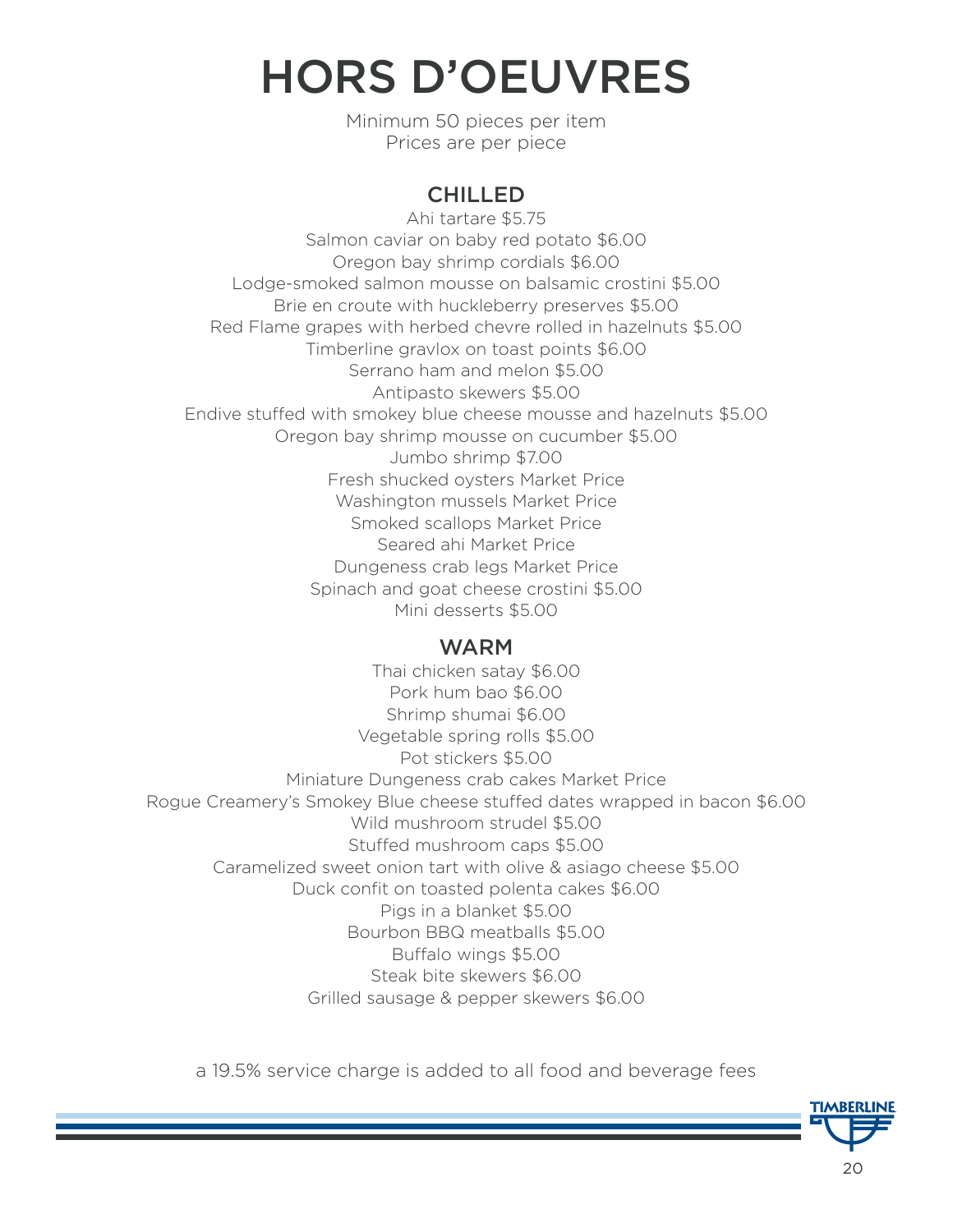# HORS D'OEUVRES

Minimum 50 pieces per item
Prices are per piece

## CHILLED

Ahi tartare $5.75
Salmon caviar on baby red potato $6.00
Oregon bay shrimp cordials $6.00
Lodge-smoked salmon mousse on balsamic crostini $5.00
Brie en croute with huckleberry preserves $5.00
Red Flame grapes with herbed chevre rolled in hazelnuts $5.00
Timberline gravlox on toast points $6.00
Serrano ham and melon $5.00
Antipasto skewers $5.00
Endive stuffed with smokey blue cheese mousse and hazelnuts $5.00
Oregon bay shrimp mousse on cucumber $5.00
Jumbo shrimp $7.00
Fresh shucked oysters Market Price
Washington mussels Market Price
Smoked scallops Market Price
Seared ahi Market Price
Dungeness crab legs Market Price
Spinach and goat cheese crostini $5.00
Mini desserts $5.00

## WARM

Thai chicken satay $6.00
Pork hum bao $6.00
Shrimp shumai $6.00
Vegetable spring rolls $5.00
Pot stickers $5.00
Miniature Dungeness crab cakes Market Price
Rogue Creamery's Smokey Blue cheese stuffed dates wrapped in bacon $6.00
Wild mushroom strudel $5.00
Stuffed mushroom caps $5.00
Caramelized sweet onion tart with olive & asiago cheese $5.00
Duck confit on toasted polenta cakes $6.00
Pigs in a blanket $5.00
Bourbon BBQ meatballs $5.00
Buffalo wings $5.00
Steak bite skewers $6.00
Grilled sausage & pepper skewers $6.00

a 19.5% service charge is added to all food and beverage fees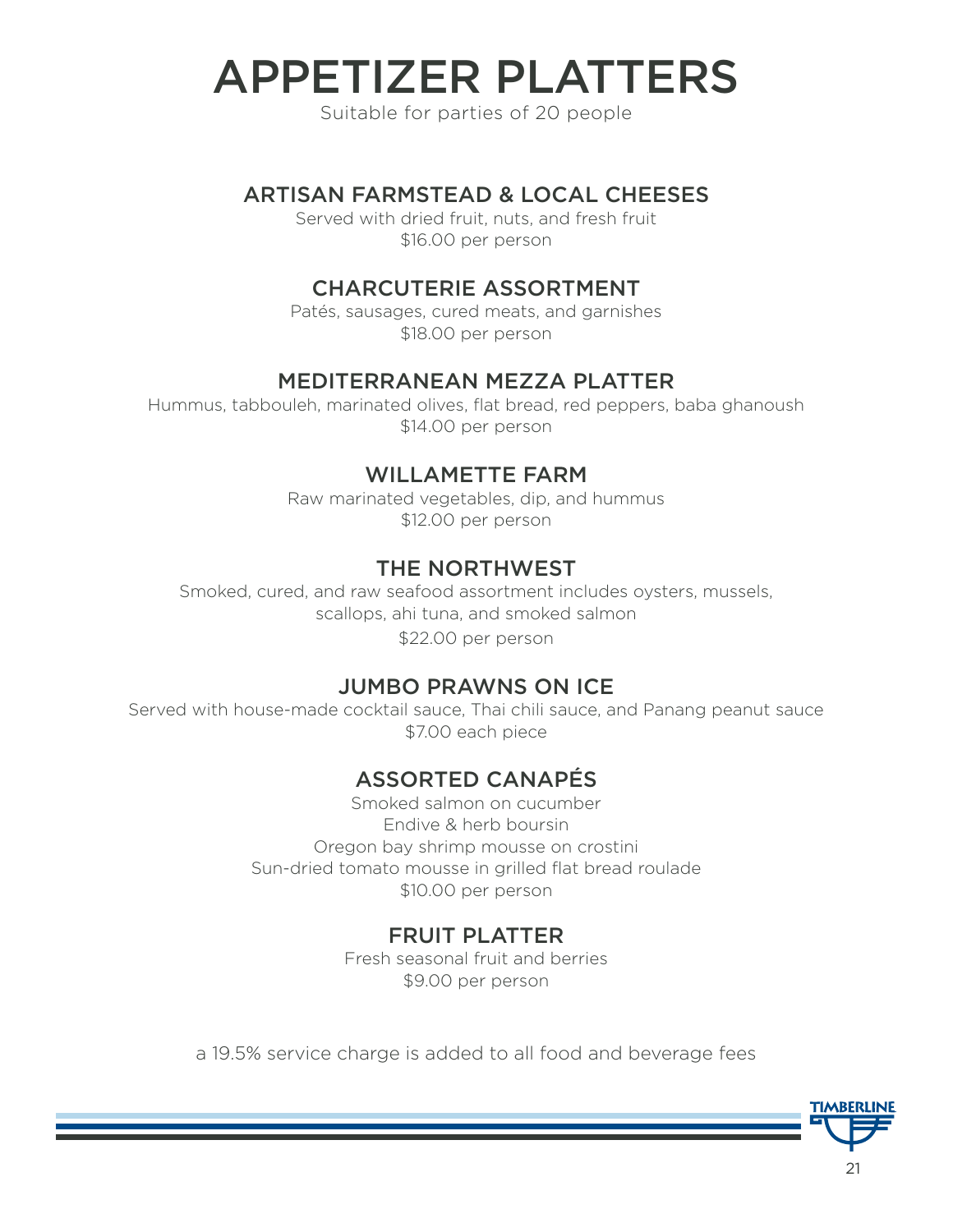# APPETIZER PLATTERS

Suitable for parties of 20 people

## ARTISAN FARMSTEAD & LOCAL CHEESES

Served with dried fruit, nuts, and fresh fruit
$16.00 per person

## CHARCUTERIE ASSORTMENT

Patés, sausages, cured meats, and garnishes
$18.00 per person

## MEDITERRANEAN MEZZA PLATTER

Hummus, tabbouleh, marinated olives, flat bread, red peppers, baba ghanoush
$14.00 per person

## WILLAMETTE FARM

Raw marinated vegetables, dip, and hummus
$12.00 per person

## THE NORTHWEST

Smoked, cured, and raw seafood assortment includes oysters, mussels, scallops, ahi tuna, and smoked salmon
$22.00 per person

## JUMBO PRAWNS ON ICE

Served with house-made cocktail sauce, Thai chili sauce, and Panang peanut sauce
$7.00 each piece

## ASSORTED CANAPÉS

Smoked salmon on cucumber
Endive & herb boursin
Oregon bay shrimp mousse on crostini
Sun-dried tomato mousse in grilled flat bread roulade
$10.00 per person

## FRUIT PLATTER

Fresh seasonal fruit and berries
$9.00 per person

a 19.5% service charge is added to all food and beverage fees

TIMBERLINE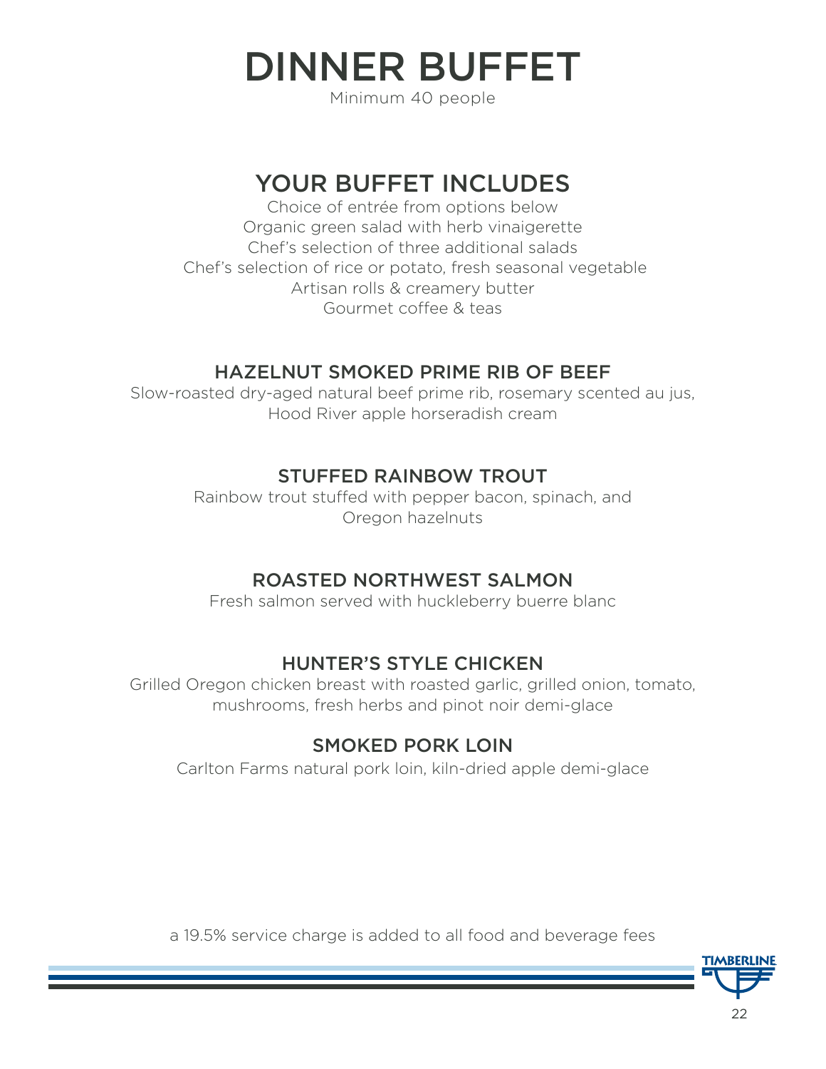# DINNER BUFFET

Minimum 40 people

## YOUR BUFFET INCLUDES

Choice of entrée from options below
Organic green salad with herb vinaigerette
Chef's selection of three additional salads
Chef's selection of rice or potato, fresh seasonal vegetable
Artisan rolls & creamery butter
Gourmet coffee & teas

### HAZELNUT SMOKED PRIME RIB OF BEEF

Slow-roasted dry-aged natural beef prime rib, rosemary scented au jus, Hood River apple horseradish cream

### STUFFED RAINBOW TROUT

Rainbow trout stuffed with pepper bacon, spinach, and Oregon hazelnuts

### ROASTED NORTHWEST SALMON

Fresh salmon served with huckleberry buerre blanc

### HUNTER'S STYLE CHICKEN

Grilled Oregon chicken breast with roasted garlic, grilled onion, tomato, mushrooms, fresh herbs and pinot noir demi-glace

### SMOKED PORK LOIN

Carlton Farms natural pork loin, kiln-dried apple demi-glace

a 19.5% service charge is added to all food and beverage fees

TIMBERLINE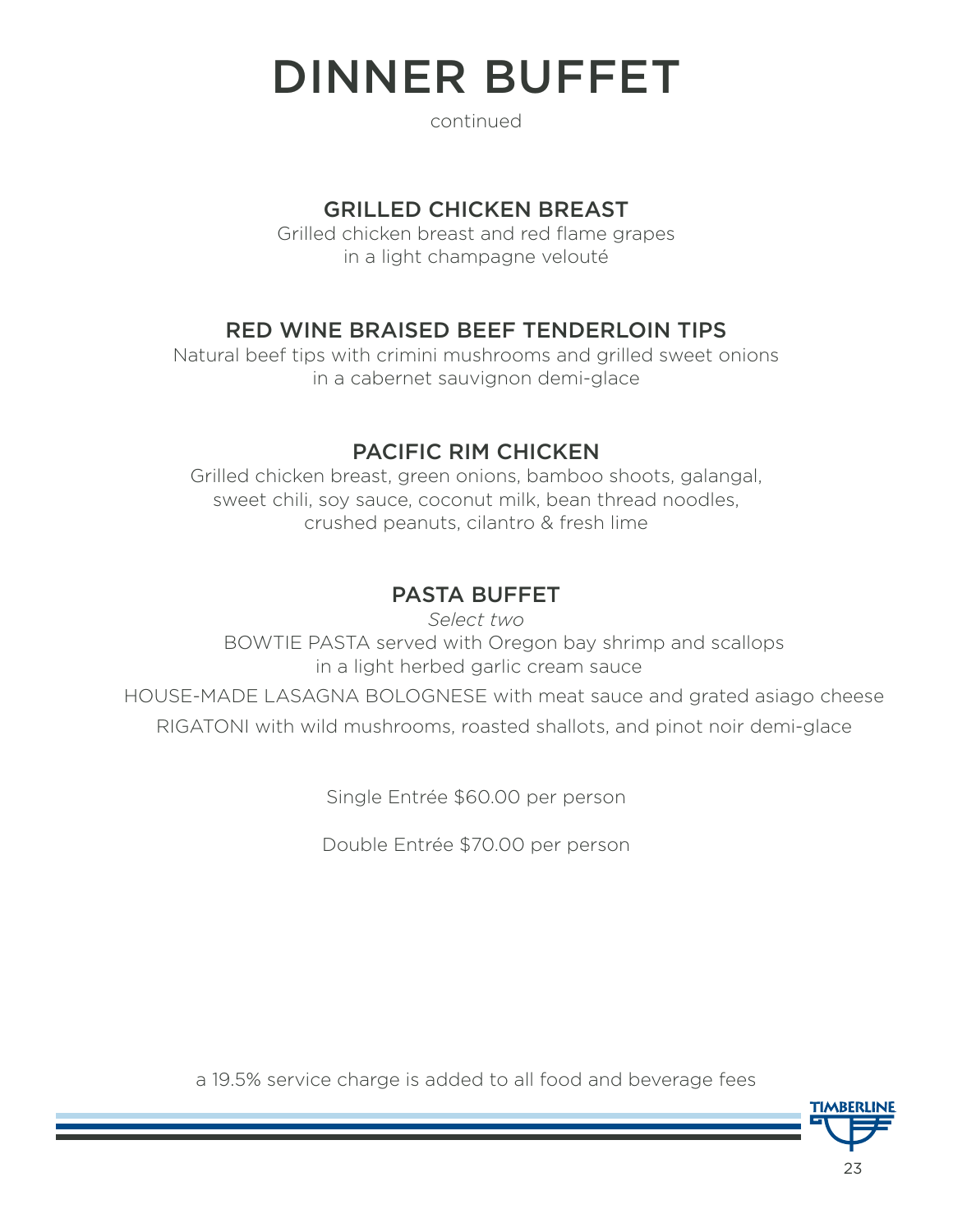# DINNER BUFFET

continued

## GRILLED CHICKEN BREAST

Grilled chicken breast and red flame grapes
in a light champagne velouté

## RED WINE BRAISED BEEF TENDERLOIN TIPS

Natural beef tips with crimini mushrooms and grilled sweet onions
in a cabernet sauvignon demi-glace

## PACIFIC RIM CHICKEN

Grilled chicken breast, green onions, bamboo shoots, galangal,
sweet chili, soy sauce, coconut milk, bean thread noodles,
crushed peanuts, cilantro & fresh lime

## PASTA BUFFET

*Select two*

BOWTIE PASTA served with Oregon bay shrimp and scallops
in a light herbed garlic cream sauce

HOUSE-MADE LASAGNA BOLOGNESE with meat sauce and grated asiago cheese

RIGATONI with wild mushrooms, roasted shallots, and pinot noir demi-glace

Single Entrée $60.00 per person

Double Entrée $70.00 per person

a 19.5% service charge is added to all food and beverage fees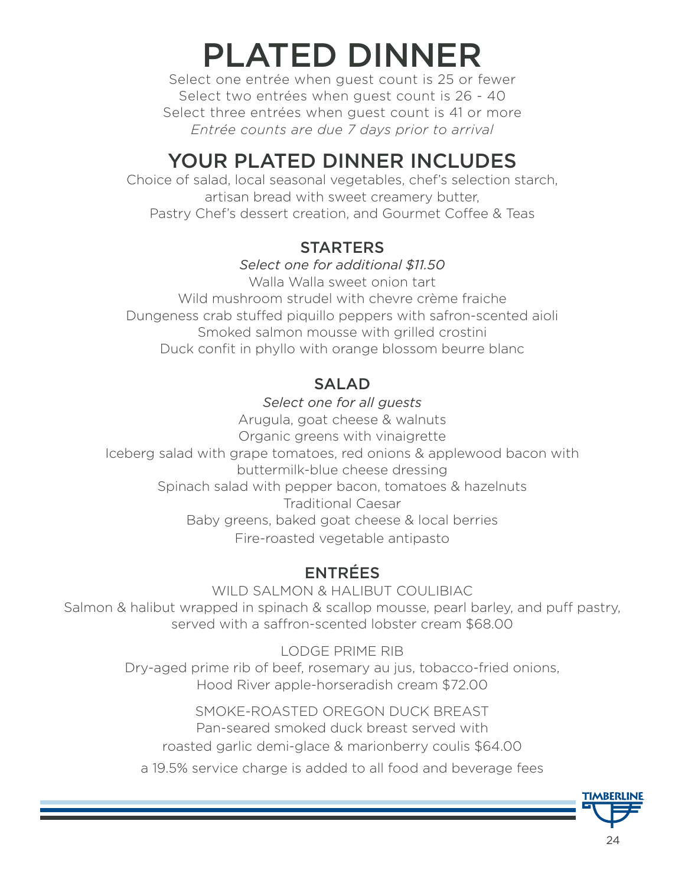# PLATED DINNER

Select one entrée when guest count is 25 or fewer
Select two entrées when guest count is 26 - 40
Select three entrées when guest count is 41 or more
*Entrée counts are due 7 days prior to arrival*

## YOUR PLATED DINNER INCLUDES

Choice of salad, local seasonal vegetables, chef's selection starch,
artisan bread with sweet creamery butter,
Pastry Chef's dessert creation, and Gourmet Coffee & Teas

### STARTERS

*Select one for additional $11.50*

Walla Walla sweet onion tart
Wild mushroom strudel with chevre crème fraiche
Dungeness crab stuffed piquillo peppers with safron-scented aioli
Smoked salmon mousse with grilled crostini
Duck confit in phyllo with orange blossom beurre blanc

### SALAD

*Select one for all guests*

Arugula, goat cheese & walnuts
Organic greens with vinaigrette
Iceberg salad with grape tomatoes, red onions & applewood bacon with buttermilk-blue cheese dressing
Spinach salad with pepper bacon, tomatoes & hazelnuts
Traditional Caesar
Baby greens, baked goat cheese & local berries
Fire-roasted vegetable antipasto

### ENTRÉES

WILD SALMON & HALIBUT COULIBIAC
Salmon & halibut wrapped in spinach & scallop mousse, pearl barley, and puff pastry, served with a saffron-scented lobster cream $68.00

LODGE PRIME RIB
Dry-aged prime rib of beef, rosemary au jus, tobacco-fried onions, Hood River apple-horseradish cream $72.00

SMOKE-ROASTED OREGON DUCK BREAST
Pan-seared smoked duck breast served with roasted garlic demi-glace & marionberry coulis $64.00

a 19.5% service charge is added to all food and beverage fees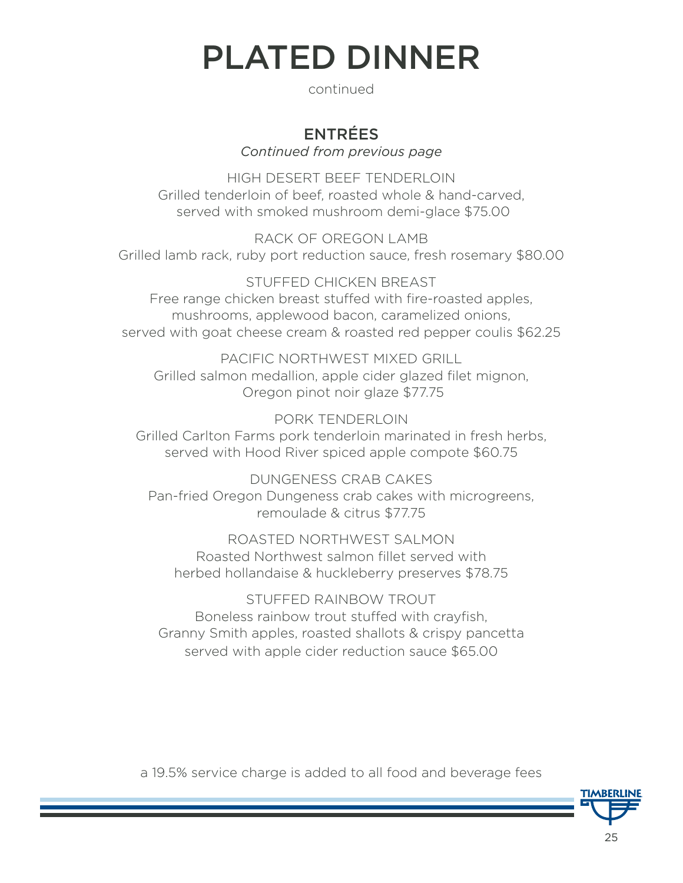# PLATED DINNER

continued

## ENTRÉES

*Continued from previous page*

HIGH DESERT BEEF TENDERLOIN
Grilled tenderloin of beef, roasted whole & hand-carved, served with smoked mushroom demi-glace $75.00

RACK OF OREGON LAMB
Grilled lamb rack, ruby port reduction sauce, fresh rosemary $80.00

STUFFED CHICKEN BREAST
Free range chicken breast stuffed with fire-roasted apples, mushrooms, applewood bacon, caramelized onions, served with goat cheese cream & roasted red pepper coulis $62.25

PACIFIC NORTHWEST MIXED GRILL
Grilled salmon medallion, apple cider glazed filet mignon, Oregon pinot noir glaze $77.75

PORK TENDERLOIN
Grilled Carlton Farms pork tenderloin marinated in fresh herbs, served with Hood River spiced apple compote $60.75

DUNGENESS CRAB CAKES
Pan-fried Oregon Dungeness crab cakes with microgreens, remoulade & citrus $77.75

ROASTED NORTHWEST SALMON
Roasted Northwest salmon fillet served with herbed hollandaise & huckleberry preserves $78.75

STUFFED RAINBOW TROUT
Boneless rainbow trout stuffed with crayfish, Granny Smith apples, roasted shallots & crispy pancetta served with apple cider reduction sauce $65.00

a 19.5% service charge is added to all food and beverage fees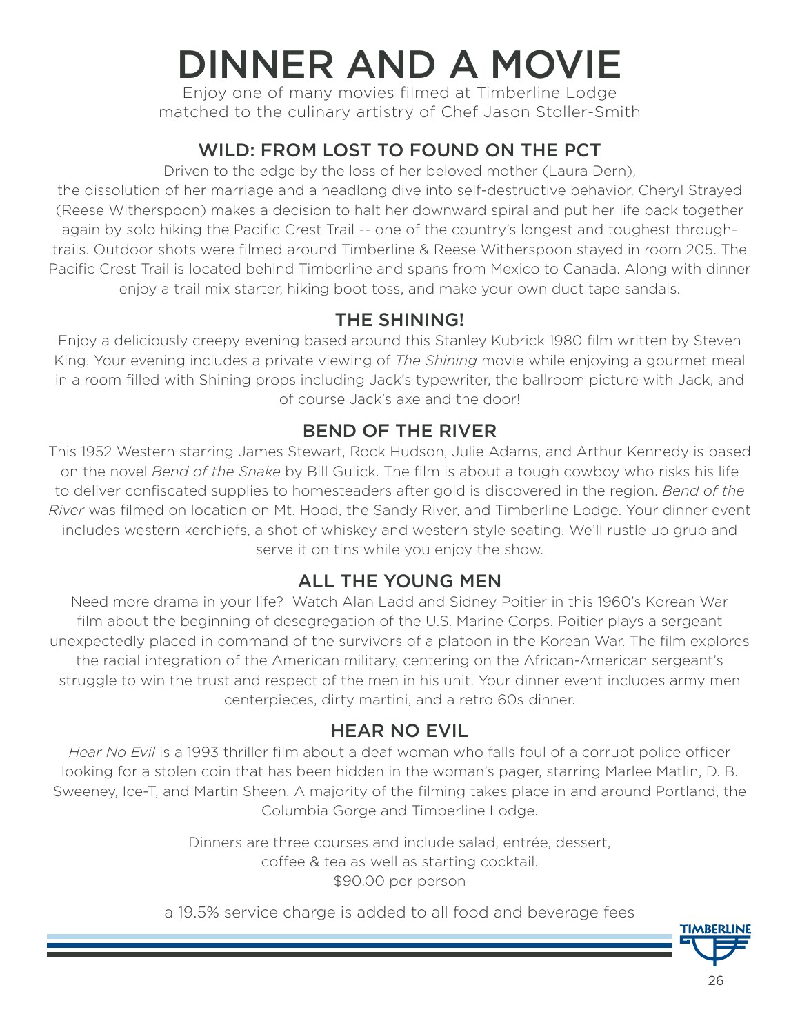# DINNER AND A MOVIE

Enjoy one of many movies filmed at Timberline Lodge matched to the culinary artistry of Chef Jason Stoller-Smith

## WILD: FROM LOST TO FOUND ON THE PCT

Driven to the edge by the loss of her beloved mother (Laura Dern), the dissolution of her marriage and a headlong dive into self-destructive behavior, Cheryl Strayed (Reese Witherspoon) makes a decision to halt her downward spiral and put her life back together again by solo hiking the Pacific Crest Trail -- one of the country's longest and toughest through-trails. Outdoor shots were filmed around Timberline & Reese Witherspoon stayed in room 205. The Pacific Crest Trail is located behind Timberline and spans from Mexico to Canada. Along with dinner enjoy a trail mix starter, hiking boot toss, and make your own duct tape sandals.

## THE SHINING!

Enjoy a deliciously creepy evening based around this Stanley Kubrick 1980 film written by Steven King. Your evening includes a private viewing of *The Shining* movie while enjoying a gourmet meal in a room filled with Shining props including Jack's typewriter, the ballroom picture with Jack, and of course Jack's axe and the door!

## BEND OF THE RIVER

This 1952 Western starring James Stewart, Rock Hudson, Julie Adams, and Arthur Kennedy is based on the novel *Bend of the Snake* by Bill Gulick. The film is about a tough cowboy who risks his life to deliver confiscated supplies to homesteaders after gold is discovered in the region. *Bend of the River* was filmed on location on Mt. Hood, the Sandy River, and Timberline Lodge. Your dinner event includes western kerchiefs, a shot of whiskey and western style seating. We'll rustle up grub and serve it on tins while you enjoy the show.

## ALL THE YOUNG MEN

Need more drama in your life? Watch Alan Ladd and Sidney Poitier in this 1960's Korean War film about the beginning of desegregation of the U.S. Marine Corps. Poitier plays a sergeant unexpectedly placed in command of the survivors of a platoon in the Korean War. The film explores the racial integration of the American military, centering on the African-American sergeant's struggle to win the trust and respect of the men in his unit. Your dinner event includes army men centerpieces, dirty martini, and a retro 60s dinner.

## HEAR NO EVIL

*Hear No Evil* is a 1993 thriller film about a deaf woman who falls foul of a corrupt police officer looking for a stolen coin that has been hidden in the woman's pager, starring Marlee Matlin, D. B. Sweeney, Ice-T, and Martin Sheen. A majority of the filming takes place in and around Portland, the Columbia Gorge and Timberline Lodge.

Dinners are three courses and include salad, entrée, dessert, coffee & tea as well as starting cocktail.
$90.00 per person

a 19.5% service charge is added to all food and beverage fees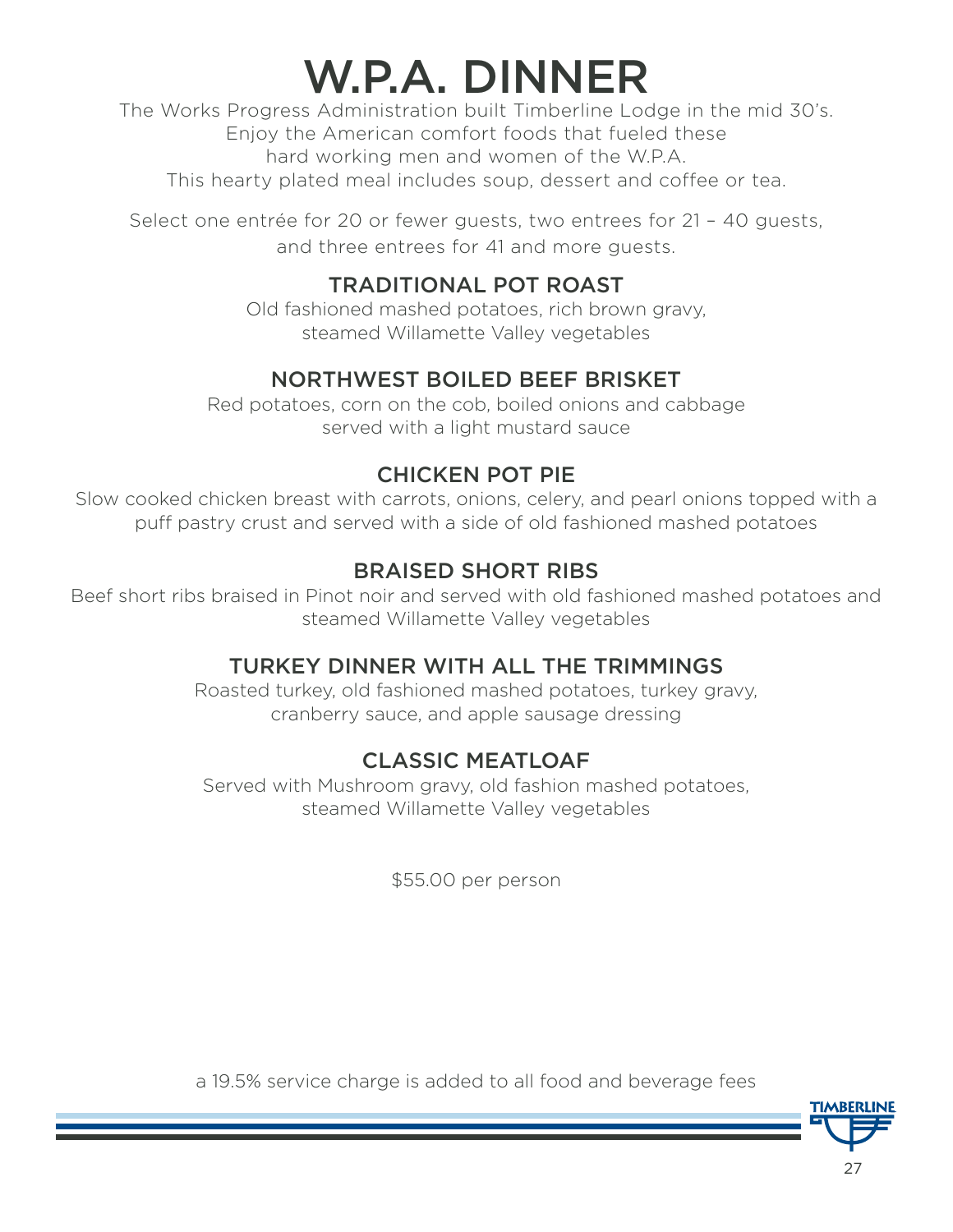# W.P.A. DINNER

The Works Progress Administration built Timberline Lodge in the mid 30's.
Enjoy the American comfort foods that fueled these
hard working men and women of the W.P.A.
This hearty plated meal includes soup, dessert and coffee or tea.

Select one entrée for 20 or fewer guests, two entrees for 21 – 40 guests,
and three entrees for 41 and more guests.

## TRADITIONAL POT ROAST

Old fashioned mashed potatoes, rich brown gravy,
steamed Willamette Valley vegetables

## NORTHWEST BOILED BEEF BRISKET

Red potatoes, corn on the cob, boiled onions and cabbage
served with a light mustard sauce

## CHICKEN POT PIE

Slow cooked chicken breast with carrots, onions, celery, and pearl onions topped with a puff pastry crust and served with a side of old fashioned mashed potatoes

## BRAISED SHORT RIBS

Beef short ribs braised in Pinot noir and served with old fashioned mashed potatoes and steamed Willamette Valley vegetables

## TURKEY DINNER WITH ALL THE TRIMMINGS

Roasted turkey, old fashioned mashed potatoes, turkey gravy,
cranberry sauce, and apple sausage dressing

## CLASSIC MEATLOAF

Served with Mushroom gravy, old fashion mashed potatoes,
steamed Willamette Valley vegetables

$55.00 per person

a 19.5% service charge is added to all food and beverage fees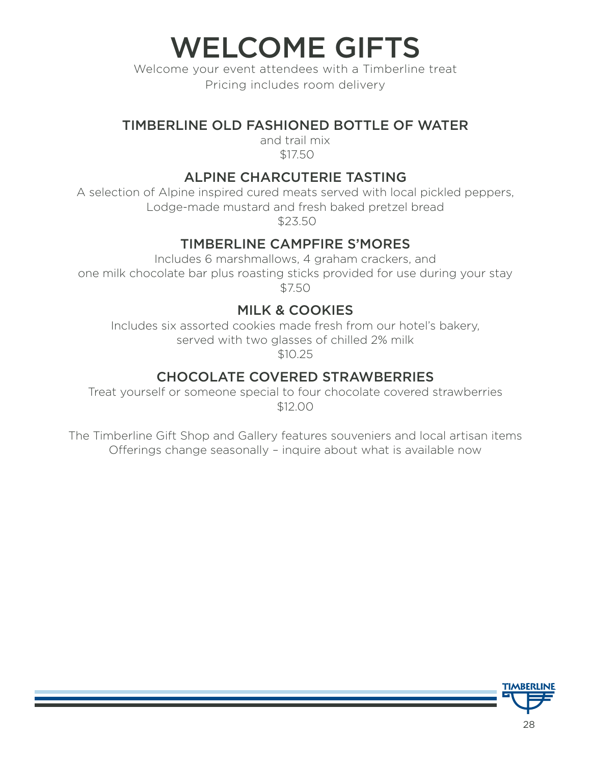# WELCOME GIFTS

Welcome your event attendees with a Timberline treat
Pricing includes room delivery

## TIMBERLINE OLD FASHIONED BOTTLE OF WATER

and trail mix
$17.50

## ALPINE CHARCUTERIE TASTING

A selection of Alpine inspired cured meats served with local pickled peppers, Lodge-made mustard and fresh baked pretzel bread
$23.50

## TIMBERLINE CAMPFIRE S'MORES

Includes 6 marshmallows, 4 graham crackers, and one milk chocolate bar plus roasting sticks provided for use during your stay
$7.50

## MILK & COOKIES

Includes six assorted cookies made fresh from our hotel's bakery, served with two glasses of chilled 2% milk
$10.25

## CHOCOLATE COVERED STRAWBERRIES

Treat yourself or someone special to four chocolate covered strawberries
$12.00

The Timberline Gift Shop and Gallery features souveniers and local artisan items
Offerings change seasonally – inquire about what is available now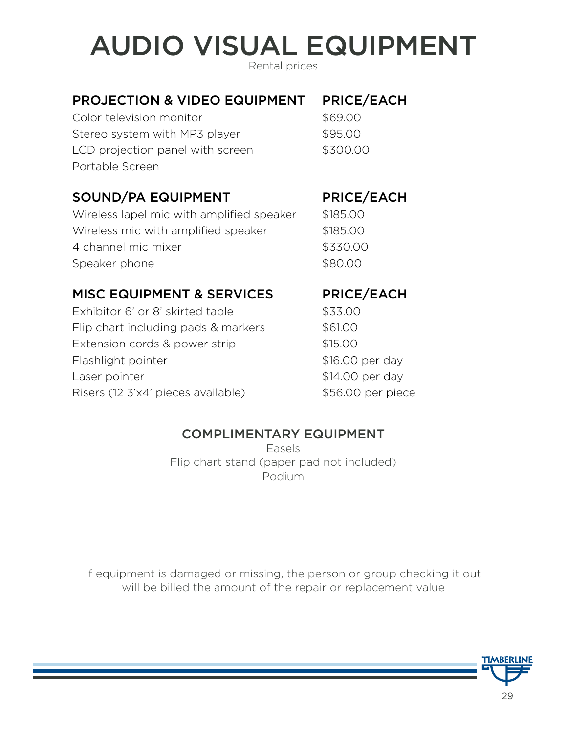# AUDIO VISUAL EQUIPMENT

Rental prices

| PROJECTION & VIDEO EQUIPMENT | PRICE/EACH |
|---|---|
| Color television monitor | $69.00 |
| Stereo system with MP3 player | $95.00 |
| LCD projection panel with screen | $300.00 |
| Portable Screen | |

| SOUND/PA EQUIPMENT | PRICE/EACH |
|---|---|
| Wireless lapel mic with amplified speaker | $185.00 |
| Wireless mic with amplified speaker | $185.00 |
| 4 channel mic mixer | $330.00 |
| Speaker phone | $80.00 |

| MISC EQUIPMENT & SERVICES | PRICE/EACH |
|---|---|
| Exhibitor 6' or 8' skirted table | $33.00 |
| Flip chart including pads & markers | $61.00 |
| Extension cords & power strip | $15.00 |
| Flashlight pointer | $16.00 per day |
| Laser pointer | $14.00 per day |
| Risers (12 3'x4' pieces available) | $56.00 per piece |

## COMPLIMENTARY EQUIPMENT

Easels

Flip chart stand (paper pad not included)

Podium

If equipment is damaged or missing, the person or group checking it out will be billed the amount of the repair or replacement value

TIMBERLINE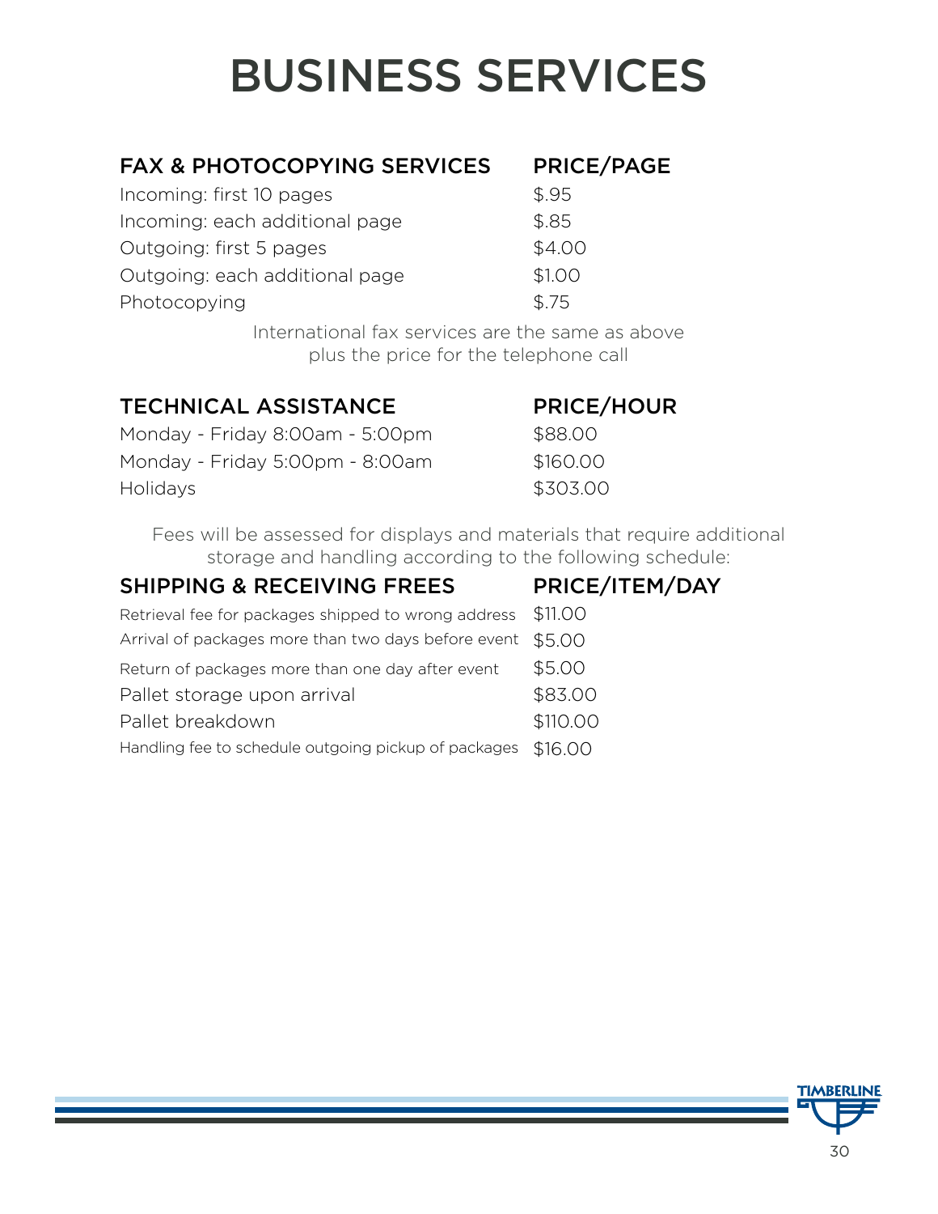# BUSINESS SERVICES

| FAX & PHOTOCOPYING SERVICES | PRICE/PAGE |
|---|---|
| Incoming: first 10 pages | $.95 |
| Incoming: each additional page | $.85 |
| Outgoing: first 5 pages | $4.00 |
| Outgoing: each additional page | $1.00 |
| Photocopying | $.75 |

International fax services are the same as above plus the price for the telephone call

| TECHNICAL ASSISTANCE | PRICE/HOUR |
|---|---|
| Monday - Friday 8:00am - 5:00pm | $88.00 |
| Monday - Friday 5:00pm - 8:00am | $160.00 |
| Holidays | $303.00 |

Fees will be assessed for displays and materials that require additional storage and handling according to the following schedule:

| SHIPPING & RECEIVING FREES | PRICE/ITEM/DAY |
|---|---|
| Retrieval fee for packages shipped to wrong address | $11.00 |
| Arrival of packages more than two days before event | $5.00 |
| Return of packages more than one day after event | $5.00 |
| Pallet storage upon arrival | $83.00 |
| Pallet breakdown | $110.00 |
| Handling fee to schedule outgoing pickup of packages | $16.00 |